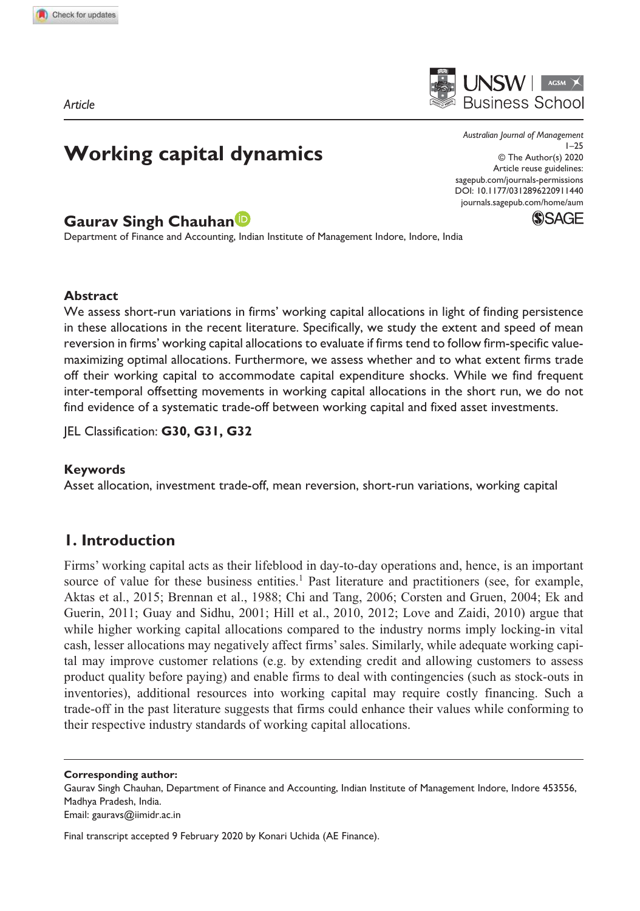*Article*

# Working capital dynamics

**Gaurav Singh Chauhan**

Department of Finance and Accounting, Indian Institute of Management Indore, Indore, India

Australian Journal of Management
© The Author(s) 2020
Article reuse guidelines:
sagepub.com/journals-permissions
DOI: 10.1177/0312896220911440
journals.sagepub.com/home/aum

### Abstract

We assess short-run variations in firms' working capital allocations in light of finding persistence in these allocations in the recent literature. Specifically, we study the extent and speed of mean reversion in firms' working capital allocations to evaluate if firms tend to follow firm-specific value-maximizing optimal allocations. Furthermore, we assess whether and to what extent firms trade off their working capital to accommodate capital expenditure shocks. While we find frequent inter-temporal offsetting movements in working capital allocations in the short run, we do not find evidence of a systematic trade-off between working capital and fixed asset investments.

JEL Classification: **G30, G31, G32**

### Keywords

Asset allocation, investment trade-off, mean reversion, short-run variations, working capital

## 1. Introduction

Firms' working capital acts as their lifeblood in day-to-day operations and, hence, is an important source of value for these business entities.[1] Past literature and practitioners (see, for example, Aktas et al., 2015; Brennan et al., 1988; Chi and Tang, 2006; Corsten and Gruen, 2004; Ek and Guerin, 2011; Guay and Sidhu, 2001; Hill et al., 2010, 2012; Love and Zaidi, 2010) argue that while higher working capital allocations compared to the industry norms imply locking-in vital cash, lesser allocations may negatively affect firms' sales. Similarly, while adequate working capital may improve customer relations (e.g. by extending credit and allowing customers to assess product quality before paying) and enable firms to deal with contingencies (such as stock-outs in inventories), additional resources into working capital may require costly financing. Such a trade-off in the past literature suggests that firms could enhance their values while conforming to their respective industry standards of working capital allocations.

---

**Corresponding author:**
Gaurav Singh Chauhan, Department of Finance and Accounting, Indian Institute of Management Indore, Indore 453556, Madhya Pradesh, India.
Email: gauravs@iimidr.ac.in

Final transcript accepted 9 February 2020 by Konari Uchida (AE Finance).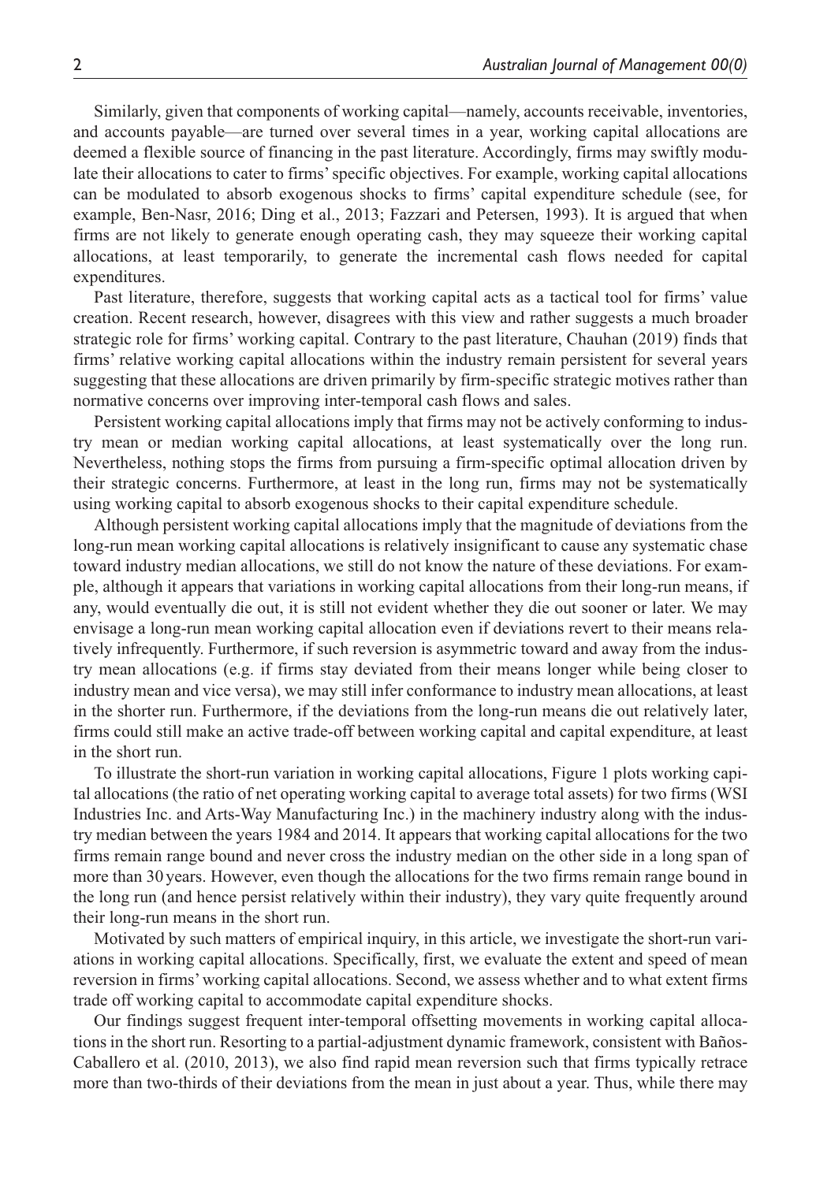Similarly, given that components of working capital—namely, accounts receivable, inventories, and accounts payable—are turned over several times in a year, working capital allocations are deemed a flexible source of financing in the past literature. Accordingly, firms may swiftly modulate their allocations to cater to firms' specific objectives. For example, working capital allocations can be modulated to absorb exogenous shocks to firms' capital expenditure schedule (see, for example, Ben-Nasr, 2016; Ding et al., 2013; Fazzari and Petersen, 1993). It is argued that when firms are not likely to generate enough operating cash, they may squeeze their working capital allocations, at least temporarily, to generate the incremental cash flows needed for capital expenditures.

Past literature, therefore, suggests that working capital acts as a tactical tool for firms' value creation. Recent research, however, disagrees with this view and rather suggests a much broader strategic role for firms' working capital. Contrary to the past literature, Chauhan (2019) finds that firms' relative working capital allocations within the industry remain persistent for several years suggesting that these allocations are driven primarily by firm-specific strategic motives rather than normative concerns over improving inter-temporal cash flows and sales.

Persistent working capital allocations imply that firms may not be actively conforming to industry mean or median working capital allocations, at least systematically over the long run. Nevertheless, nothing stops the firms from pursuing a firm-specific optimal allocation driven by their strategic concerns. Furthermore, at least in the long run, firms may not be systematically using working capital to absorb exogenous shocks to their capital expenditure schedule.

Although persistent working capital allocations imply that the magnitude of deviations from the long-run mean working capital allocations is relatively insignificant to cause any systematic chase toward industry median allocations, we still do not know the nature of these deviations. For example, although it appears that variations in working capital allocations from their long-run means, if any, would eventually die out, it is still not evident whether they die out sooner or later. We may envisage a long-run mean working capital allocation even if deviations revert to their means relatively infrequently. Furthermore, if such reversion is asymmetric toward and away from the industry mean allocations (e.g. if firms stay deviated from their means longer while being closer to industry mean and vice versa), we may still infer conformance to industry mean allocations, at least in the shorter run. Furthermore, if the deviations from the long-run means die out relatively later, firms could still make an active trade-off between working capital and capital expenditure, at least in the short run.

To illustrate the short-run variation in working capital allocations, Figure 1 plots working capital allocations (the ratio of net operating working capital to average total assets) for two firms (WSI Industries Inc. and Arts-Way Manufacturing Inc.) in the machinery industry along with the industry median between the years 1984 and 2014. It appears that working capital allocations for the two firms remain range bound and never cross the industry median on the other side in a long span of more than 30 years. However, even though the allocations for the two firms remain range bound in the long run (and hence persist relatively within their industry), they vary quite frequently around their long-run means in the short run.

Motivated by such matters of empirical inquiry, in this article, we investigate the short-run variations in working capital allocations. Specifically, first, we evaluate the extent and speed of mean reversion in firms' working capital allocations. Second, we assess whether and to what extent firms trade off working capital to accommodate capital expenditure shocks.

Our findings suggest frequent inter-temporal offsetting movements in working capital allocations in the short run. Resorting to a partial-adjustment dynamic framework, consistent with Baños-Caballero et al. (2010, 2013), we also find rapid mean reversion such that firms typically retrace more than two-thirds of their deviations from the mean in just about a year. Thus, while there may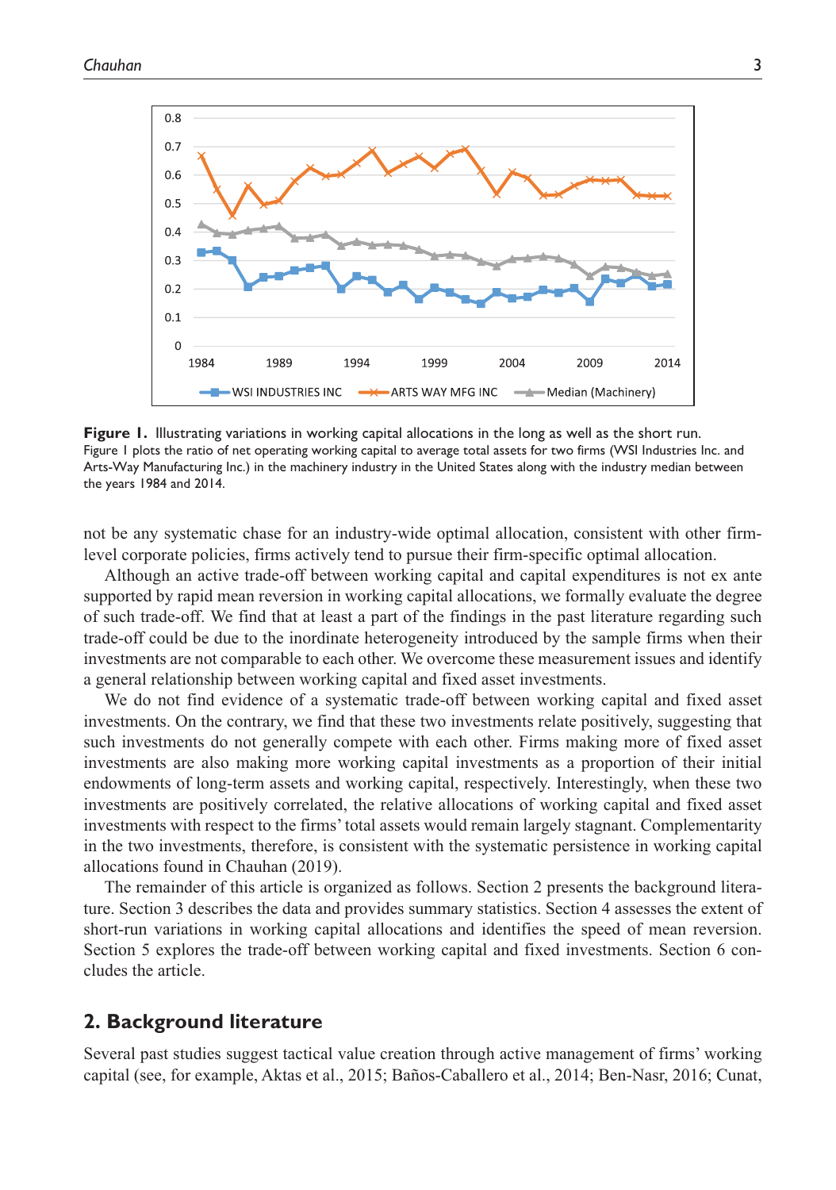**Figure 1.** Illustrating variations in working capital allocations in the long as well as the short run.
Figure 1 plots the ratio of net operating working capital to average total assets for two firms (WSI Industries Inc. and Arts-Way Manufacturing Inc.) in the machinery industry in the United States along with the industry median between the years 1984 and 2014.

not be any systematic chase for an industry-wide optimal allocation, consistent with other firm-level corporate policies, firms actively tend to pursue their firm-specific optimal allocation.

Although an active trade-off between working capital and capital expenditures is not ex ante supported by rapid mean reversion in working capital allocations, we formally evaluate the degree of such trade-off. We find that at least a part of the findings in the past literature regarding such trade-off could be due to the inordinate heterogeneity introduced by the sample firms when their investments are not comparable to each other. We overcome these measurement issues and identify a general relationship between working capital and fixed asset investments.

We do not find evidence of a systematic trade-off between working capital and fixed asset investments. On the contrary, we find that these two investments relate positively, suggesting that such investments do not generally compete with each other. Firms making more of fixed asset investments are also making more working capital investments as a proportion of their initial endowments of long-term assets and working capital, respectively. Interestingly, when these two investments are positively correlated, the relative allocations of working capital and fixed asset investments with respect to the firms' total assets would remain largely stagnant. Complementarity in the two investments, therefore, is consistent with the systematic persistence in working capital allocations found in Chauhan (2019).

The remainder of this article is organized as follows. Section 2 presents the background literature. Section 3 describes the data and provides summary statistics. Section 4 assesses the extent of short-run variations in working capital allocations and identifies the speed of mean reversion. Section 5 explores the trade-off between working capital and fixed investments. Section 6 concludes the article.

## 2. Background literature

Several past studies suggest tactical value creation through active management of firms' working capital (see, for example, Aktas et al., 2015; Baños-Caballero et al., 2014; Ben-Nasr, 2016; Cunat,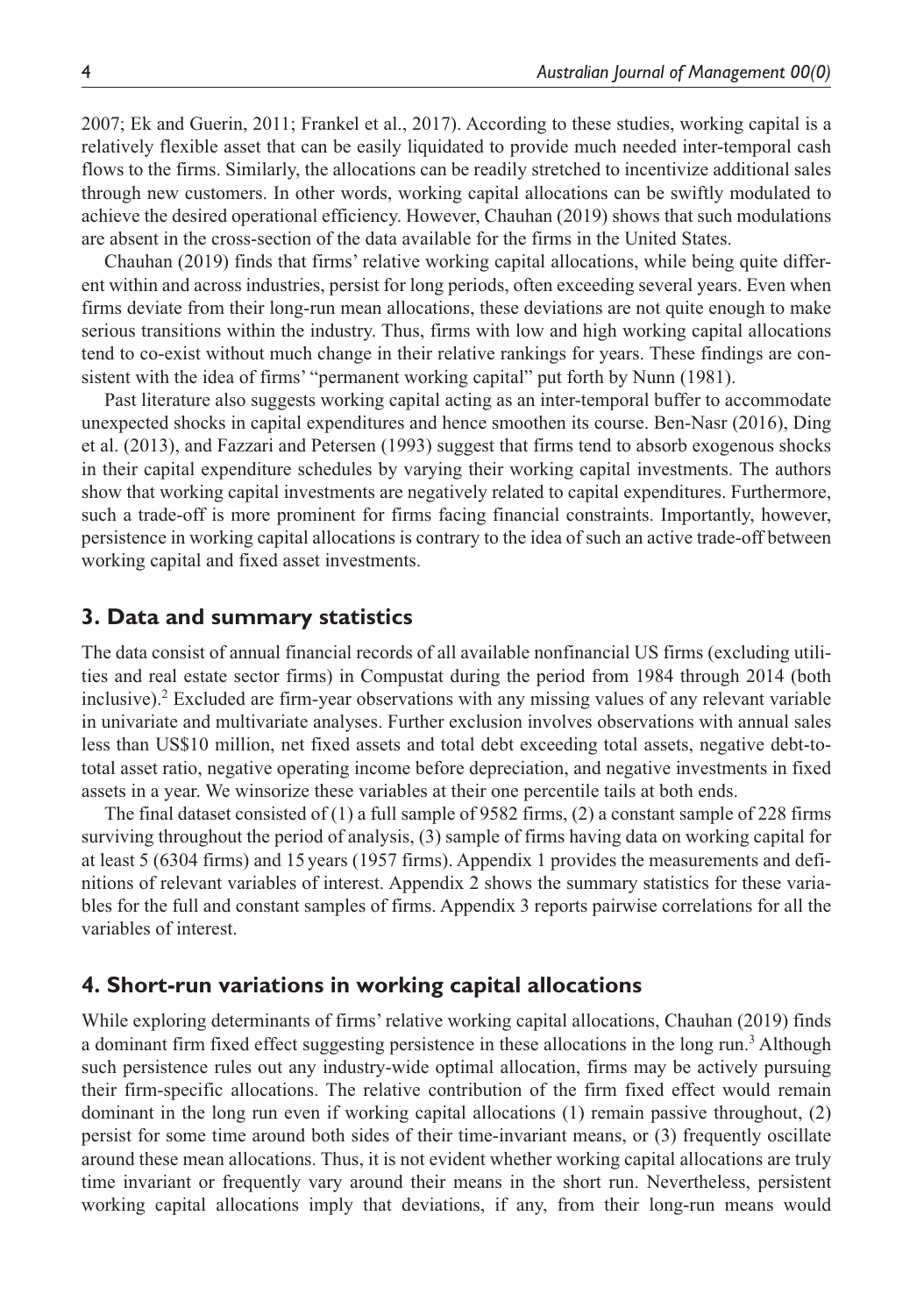2007; Ek and Guerin, 2011; Frankel et al., 2017). According to these studies, working capital is a relatively flexible asset that can be easily liquidated to provide much needed inter-temporal cash flows to the firms. Similarly, the allocations can be readily stretched to incentivize additional sales through new customers. In other words, working capital allocations can be swiftly modulated to achieve the desired operational efficiency. However, Chauhan (2019) shows that such modulations are absent in the cross-section of the data available for the firms in the United States.

Chauhan (2019) finds that firms' relative working capital allocations, while being quite different within and across industries, persist for long periods, often exceeding several years. Even when firms deviate from their long-run mean allocations, these deviations are not quite enough to make serious transitions within the industry. Thus, firms with low and high working capital allocations tend to co-exist without much change in their relative rankings for years. These findings are consistent with the idea of firms' "permanent working capital" put forth by Nunn (1981).

Past literature also suggests working capital acting as an inter-temporal buffer to accommodate unexpected shocks in capital expenditures and hence smoothen its course. Ben-Nasr (2016), Ding et al. (2013), and Fazzari and Petersen (1993) suggest that firms tend to absorb exogenous shocks in their capital expenditure schedules by varying their working capital investments. The authors show that working capital investments are negatively related to capital expenditures. Furthermore, such a trade-off is more prominent for firms facing financial constraints. Importantly, however, persistence in working capital allocations is contrary to the idea of such an active trade-off between working capital and fixed asset investments.

## 3. Data and summary statistics

The data consist of annual financial records of all available nonfinancial US firms (excluding utilities and real estate sector firms) in Compustat during the period from 1984 through 2014 (both inclusive).[2] Excluded are firm-year observations with any missing values of any relevant variable in univariate and multivariate analyses. Further exclusion involves observations with annual sales less than US$10 million, net fixed assets and total debt exceeding total assets, negative debt-to-total asset ratio, negative operating income before depreciation, and negative investments in fixed assets in a year. We winsorize these variables at their one percentile tails at both ends.

The final dataset consisted of (1) a full sample of 9582 firms, (2) a constant sample of 228 firms surviving throughout the period of analysis, (3) sample of firms having data on working capital for at least 5 (6304 firms) and 15 years (1957 firms). Appendix 1 provides the measurements and definitions of relevant variables of interest. Appendix 2 shows the summary statistics for these variables for the full and constant samples of firms. Appendix 3 reports pairwise correlations for all the variables of interest.

## 4. Short-run variations in working capital allocations

While exploring determinants of firms' relative working capital allocations, Chauhan (2019) finds a dominant firm fixed effect suggesting persistence in these allocations in the long run.[3] Although such persistence rules out any industry-wide optimal allocation, firms may be actively pursuing their firm-specific allocations. The relative contribution of the firm fixed effect would remain dominant in the long run even if working capital allocations (1) remain passive throughout, (2) persist for some time around both sides of their time-invariant means, or (3) frequently oscillate around these mean allocations. Thus, it is not evident whether working capital allocations are truly time invariant or frequently vary around their means in the short run. Nevertheless, persistent working capital allocations imply that deviations, if any, from their long-run means would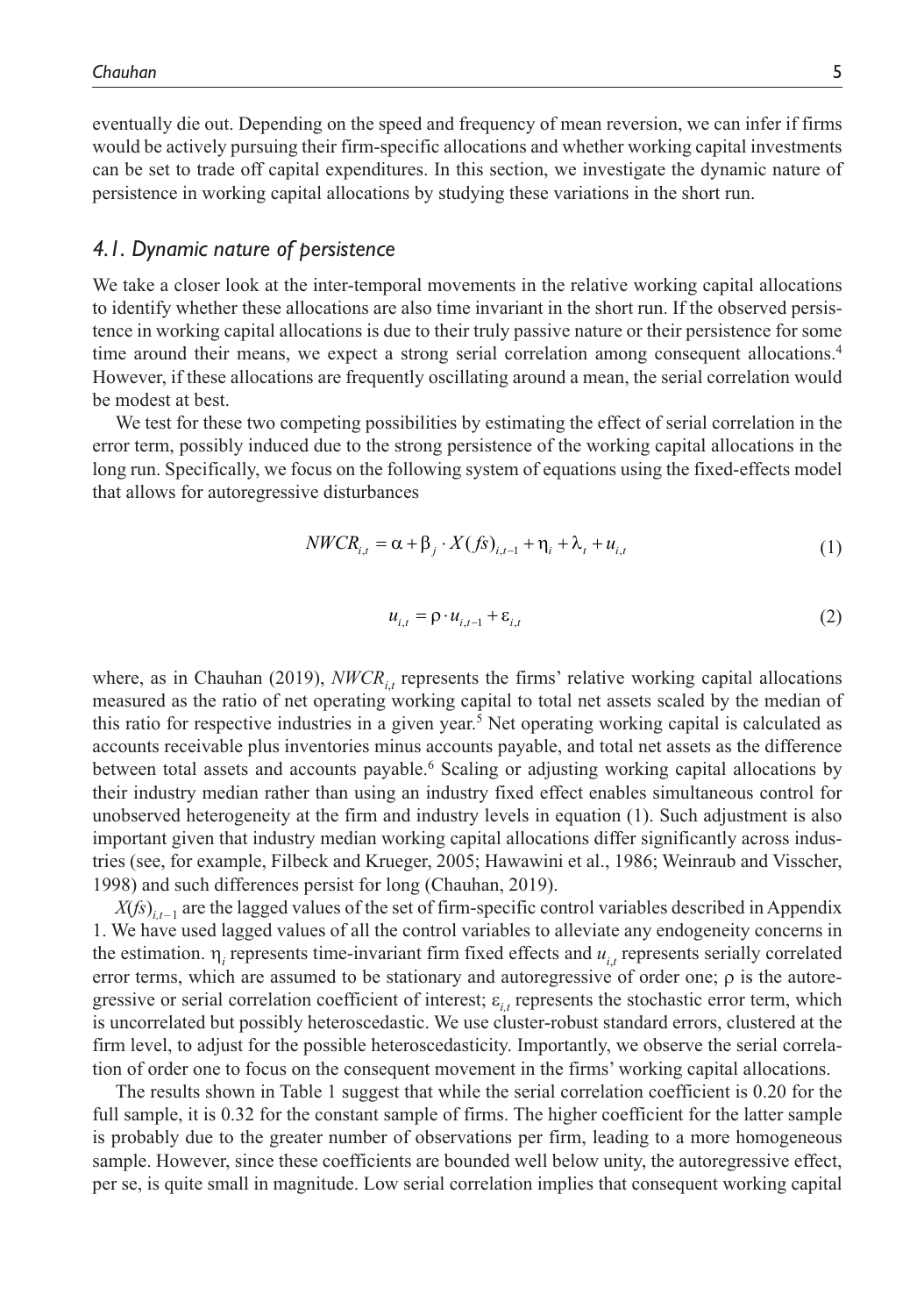eventually die out. Depending on the speed and frequency of mean reversion, we can infer if firms would be actively pursuing their firm-specific allocations and whether working capital investments can be set to trade off capital expenditures. In this section, we investigate the dynamic nature of persistence in working capital allocations by studying these variations in the short run.

### *4.1. Dynamic nature of persistence*

We take a closer look at the inter-temporal movements in the relative working capital allocations to identify whether these allocations are also time invariant in the short run. If the observed persistence in working capital allocations is due to their truly passive nature or their persistence for some time around their means, we expect a strong serial correlation among consequent allocations.[4] However, if these allocations are frequently oscillating around a mean, the serial correlation would be modest at best.

We test for these two competing possibilities by estimating the effect of serial correlation in the error term, possibly induced due to the strong persistence of the working capital allocations in the long run. Specifically, we focus on the following system of equations using the fixed-effects model that allows for autoregressive disturbances

$$NWCR_{i,t} = \alpha + \beta_j \cdot X(fs)_{i,t-1} + \eta_i + \lambda_t + u_{i,t} \tag{1}$$

$$u_{i,t} = \rho \cdot u_{i,t-1} + \varepsilon_{i,t} \tag{2}$$

where, as in Chauhan (2019), $NWCR_{i,t}$ represents the firms' relative working capital allocations measured as the ratio of net operating working capital to total net assets scaled by the median of this ratio for respective industries in a given year.[5] Net operating working capital is calculated as accounts receivable plus inventories minus accounts payable, and total net assets as the difference between total assets and accounts payable.[6] Scaling or adjusting working capital allocations by their industry median rather than using an industry fixed effect enables simultaneous control for unobserved heterogeneity at the firm and industry levels in equation (1). Such adjustment is also important given that industry median working capital allocations differ significantly across industries (see, for example, Filbeck and Krueger, 2005; Hawawini et al., 1986; Weinraub and Visscher, 1998) and such differences persist for long (Chauhan, 2019).

$X(fs)_{i,t-1}$ are the lagged values of the set of firm-specific control variables described in Appendix 1. We have used lagged values of all the control variables to alleviate any endogeneity concerns in the estimation. $\eta_i$ represents time-invariant firm fixed effects and $u_{i,t}$ represents serially correlated error terms, which are assumed to be stationary and autoregressive of order one; $\rho$ is the autoregressive or serial correlation coefficient of interest; $\varepsilon_{i,t}$ represents the stochastic error term, which is uncorrelated but possibly heteroscedastic. We use cluster-robust standard errors, clustered at the firm level, to adjust for the possible heteroscedasticity. Importantly, we observe the serial correlation of order one to focus on the consequent movement in the firms' working capital allocations.

The results shown in Table 1 suggest that while the serial correlation coefficient is 0.20 for the full sample, it is 0.32 for the constant sample of firms. The higher coefficient for the latter sample is probably due to the greater number of observations per firm, leading to a more homogeneous sample. However, since these coefficients are bounded well below unity, the autoregressive effect, per se, is quite small in magnitude. Low serial correlation implies that consequent working capital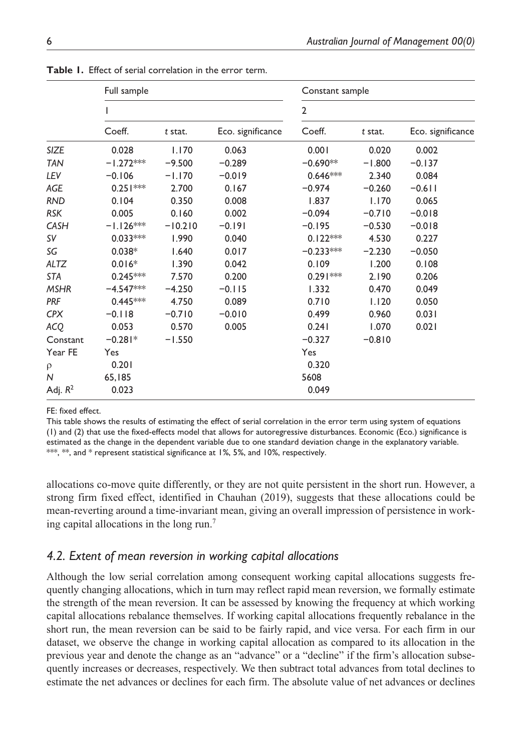**Table 1.** Effect of serial correlation in the error term.

| | Full sample | | | Constant sample | | |
|---|---|---|---|---|---|---|
| | 1 | | | 2 | | |
| | Coeff. | *t* stat. | Eco. significance | Coeff. | *t* stat. | Eco. significance |
| *SIZE* | 0.028 | 1.170 | 0.063 | 0.001 | 0.020 | 0.002 |
| *TAN* | −1.272*** | −9.500 | −0.289 | −0.690** | −1.800 | −0.137 |
| *LEV* | −0.106 | −1.170 | −0.019 | 0.646*** | 2.340 | 0.084 |
| *AGE* | 0.251*** | 2.700 | 0.167 | −0.974 | −0.260 | −0.611 |
| *RND* | 0.104 | 0.350 | 0.008 | 1.837 | 1.170 | 0.065 |
| *RSK* | 0.005 | 0.160 | 0.002 | −0.094 | −0.710 | −0.018 |
| *CASH* | −1.126*** | −10.210 | −0.191 | −0.195 | −0.530 | −0.018 |
| *SV* | 0.033*** | 1.990 | 0.040 | 0.122*** | 4.530 | 0.227 |
| *SG* | 0.038* | 1.640 | 0.017 | −0.233*** | −2.230 | −0.050 |
| *ALTZ* | 0.016* | 1.390 | 0.042 | 0.109 | 1.200 | 0.108 |
| *STA* | 0.245*** | 7.570 | 0.200 | 0.291*** | 2.190 | 0.206 |
| *MSHR* | −4.547*** | −4.250 | −0.115 | 1.332 | 0.470 | 0.049 |
| *PRF* | 0.445*** | 4.750 | 0.089 | 0.710 | 1.120 | 0.050 |
| *CPX* | −0.118 | −0.710 | −0.010 | 0.499 | 0.960 | 0.031 |
| *ACQ* | 0.053 | 0.570 | 0.005 | 0.241 | 1.070 | 0.021 |
| Constant | −0.281* | −1.550 | | −0.327 | −0.810 | |
| Year FE | Yes | | | Yes | | |
| $\rho$ | 0.201 | | | 0.320 | | |
| *N* | 65,185 | | | 5608 | | |
| Adj. $R^2$ | 0.023 | | | 0.049 | | |

FE: fixed effect.

This table shows the results of estimating the effect of serial correlation in the error term using system of equations (1) and (2) that use the fixed-effects model that allows for autoregressive disturbances. Economic (Eco.) significance is estimated as the change in the dependent variable due to one standard deviation change in the explanatory variable. ***, **, and * represent statistical significance at 1%, 5%, and 10%, respectively.

allocations co-move quite differently, or they are not quite persistent in the short run. However, a strong firm fixed effect, identified in Chauhan (2019), suggests that these allocations could be mean-reverting around a time-invariant mean, giving an overall impression of persistence in working capital allocations in the long run.[7]

## 4.2. Extent of mean reversion in working capital allocations

Although the low serial correlation among consequent working capital allocations suggests frequently changing allocations, which in turn may reflect rapid mean reversion, we formally estimate the strength of the mean reversion. It can be assessed by knowing the frequency at which working capital allocations rebalance themselves. If working capital allocations frequently rebalance in the short run, the mean reversion can be said to be fairly rapid, and vice versa. For each firm in our dataset, we observe the change in working capital allocation as compared to its allocation in the previous year and denote the change as an "advance" or a "decline" if the firm's allocation subsequently increases or decreases, respectively. We then subtract total advances from total declines to estimate the net advances or declines for each firm. The absolute value of net advances or declines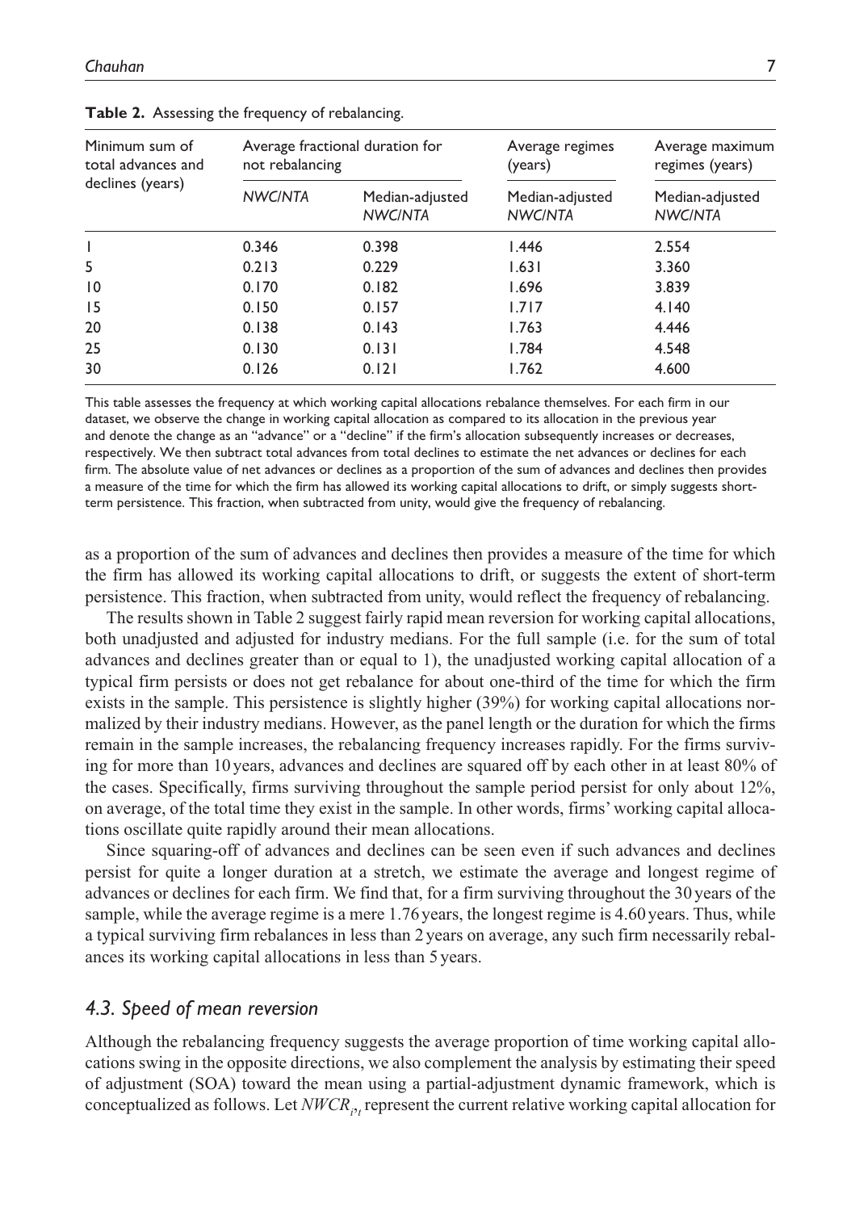**Table 2.** Assessing the frequency of rebalancing.

| Minimum sum of total advances and declines (years) | Average fractional duration for not rebalancing | | Average regimes (years) | Average maximum regimes (years) |
|---|---|---|---|---|
| | *NWC/NTA* | Median-adjusted *NWC/NTA* | Median-adjusted *NWC/NTA* | Median-adjusted *NWC/NTA* |
| 1 | 0.346 | 0.398 | 1.446 | 2.554 |
| 5 | 0.213 | 0.229 | 1.631 | 3.360 |
| 10 | 0.170 | 0.182 | 1.696 | 3.839 |
| 15 | 0.150 | 0.157 | 1.717 | 4.140 |
| 20 | 0.138 | 0.143 | 1.763 | 4.446 |
| 25 | 0.130 | 0.131 | 1.784 | 4.548 |
| 30 | 0.126 | 0.121 | 1.762 | 4.600 |

This table assesses the frequency at which working capital allocations rebalance themselves. For each firm in our dataset, we observe the change in working capital allocation as compared to its allocation in the previous year and denote the change as an "advance" or a "decline" if the firm's allocation subsequently increases or decreases, respectively. We then subtract total advances from total declines to estimate the net advances or declines for each firm. The absolute value of net advances or declines as a proportion of the sum of advances and declines then provides a measure of the time for which the firm has allowed its working capital allocations to drift, or simply suggests short-term persistence. This fraction, when subtracted from unity, would give the frequency of rebalancing.

as a proportion of the sum of advances and declines then provides a measure of the time for which the firm has allowed its working capital allocations to drift, or suggests the extent of short-term persistence. This fraction, when subtracted from unity, would reflect the frequency of rebalancing.

The results shown in Table 2 suggest fairly rapid mean reversion for working capital allocations, both unadjusted and adjusted for industry medians. For the full sample (i.e. for the sum of total advances and declines greater than or equal to 1), the unadjusted working capital allocation of a typical firm persists or does not get rebalance for about one-third of the time for which the firm exists in the sample. This persistence is slightly higher (39%) for working capital allocations normalized by their industry medians. However, as the panel length or the duration for which the firms remain in the sample increases, the rebalancing frequency increases rapidly. For the firms surviving for more than 10 years, advances and declines are squared off by each other in at least 80% of the cases. Specifically, firms surviving throughout the sample period persist for only about 12%, on average, of the total time they exist in the sample. In other words, firms' working capital allocations oscillate quite rapidly around their mean allocations.

Since squaring-off of advances and declines can be seen even if such advances and declines persist for quite a longer duration at a stretch, we estimate the average and longest regime of advances or declines for each firm. We find that, for a firm surviving throughout the 30 years of the sample, while the average regime is a mere 1.76 years, the longest regime is 4.60 years. Thus, while a typical surviving firm rebalances in less than 2 years on average, any such firm necessarily rebalances its working capital allocations in less than 5 years.

### *4.3. Speed of mean reversion*

Although the rebalancing frequency suggests the average proportion of time working capital allocations swing in the opposite directions, we also complement the analysis by estimating their speed of adjustment (SOA) toward the mean using a partial-adjustment dynamic framework, which is conceptualized as follows. Let $NWCR_{i,t}$ represent the current relative working capital allocation for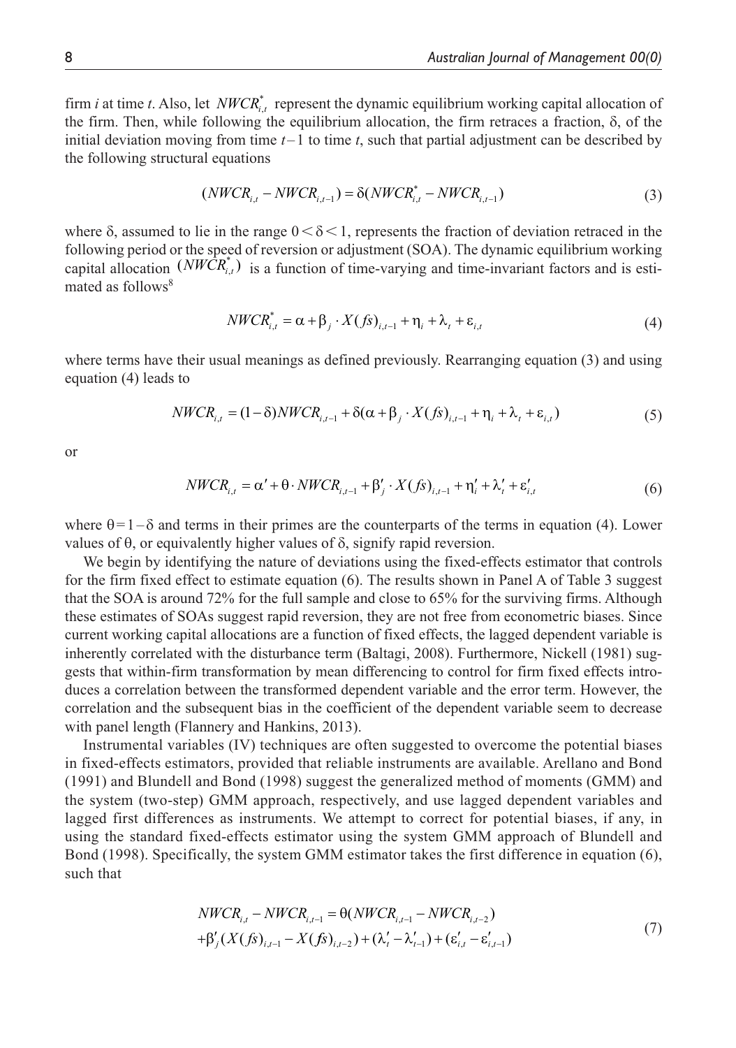firm $i$ at time $t$. Also, let $NWCR^{*}_{i,t}$ represent the dynamic equilibrium working capital allocation of the firm. Then, while following the equilibrium allocation, the firm retraces a fraction, $\delta$, of the initial deviation moving from time $t-1$ to time $t$, such that partial adjustment can be described by the following structural equations

$$(NWCR_{i,t} - NWCR_{i,t-1}) = \delta(NWCR^{*}_{i,t} - NWCR_{i,t-1}) \tag{3}$$

where $\delta$, assumed to lie in the range $0 < \delta < 1$, represents the fraction of deviation retraced in the following period or the speed of reversion or adjustment (SOA). The dynamic equilibrium working capital allocation $(NWCR^{*}_{i,t})$ is a function of time-varying and time-invariant factors and is estimated as follows[8]

$$NWCR^{*}_{i,t} = \alpha + \beta_j \cdot X(fs)_{i,t-1} + \eta_i + \lambda_t + \varepsilon_{i,t} \tag{4}$$

where terms have their usual meanings as defined previously. Rearranging equation (3) and using equation (4) leads to

$$NWCR_{i,t} = (1-\delta)NWCR_{i,t-1} + \delta(\alpha + \beta_j \cdot X(fs)_{i,t-1} + \eta_i + \lambda_t + \varepsilon_{i,t}) \tag{5}$$

or

$$NWCR_{i,t} = \alpha' + \theta \cdot NWCR_{i,t-1} + \beta'_j \cdot X(fs)_{i,t-1} + \eta'_i + \lambda'_t + \varepsilon'_{i,t} \tag{6}$$

where $\theta = 1 - \delta$ and terms in their primes are the counterparts of the terms in equation (4). Lower values of $\theta$, or equivalently higher values of $\delta$, signify rapid reversion.

We begin by identifying the nature of deviations using the fixed-effects estimator that controls for the firm fixed effect to estimate equation (6). The results shown in Panel A of Table 3 suggest that the SOA is around 72% for the full sample and close to 65% for the surviving firms. Although these estimates of SOAs suggest rapid reversion, they are not free from econometric biases. Since current working capital allocations are a function of fixed effects, the lagged dependent variable is inherently correlated with the disturbance term (Baltagi, 2008). Furthermore, Nickell (1981) suggests that within-firm transformation by mean differencing to control for firm fixed effects introduces a correlation between the transformed dependent variable and the error term. However, the correlation and the subsequent bias in the coefficient of the dependent variable seem to decrease with panel length (Flannery and Hankins, 2013).

Instrumental variables (IV) techniques are often suggested to overcome the potential biases in fixed-effects estimators, provided that reliable instruments are available. Arellano and Bond (1991) and Blundell and Bond (1998) suggest the generalized method of moments (GMM) and the system (two-step) GMM approach, respectively, and use lagged dependent variables and lagged first differences as instruments. We attempt to correct for potential biases, if any, in using the standard fixed-effects estimator using the system GMM approach of Blundell and Bond (1998). Specifically, the system GMM estimator takes the first difference in equation (6), such that

$$\begin{aligned} NWCR_{i,t} - NWCR_{i,t-1} &= \theta(NWCR_{i,t-1} - NWCR_{i,t-2}) \\ &+ \beta'_j(X(fs)_{i,t-1} - X(fs)_{i,t-2}) + (\lambda'_t - \lambda'_{t-1}) + (\varepsilon'_{i,t} - \varepsilon'_{i,t-1}) \end{aligned} \tag{7}$$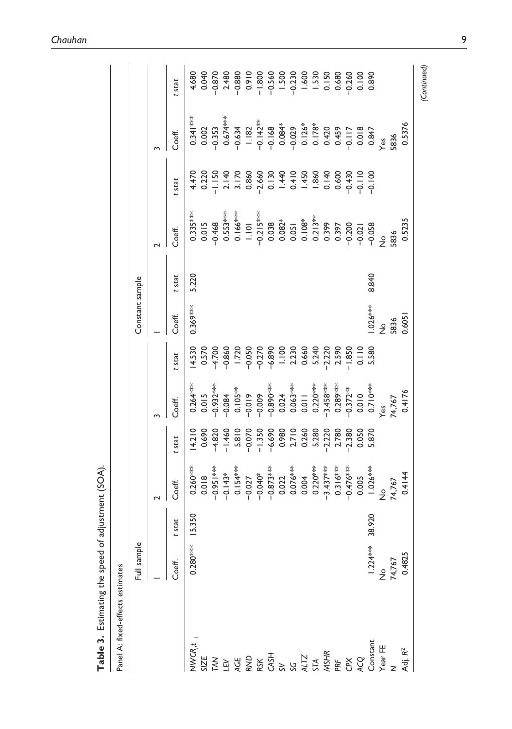**Table 3.** Estimating the speed of adjustment (SOA).

Panel A: fixed-effects estimates

| | Full sample | | | | | | Constant sample | | | | | |
|---|---|---|---|---|---|---|---|---|---|---|---|---|
| | 1 | | 2 | | 3 | | 1 | | 2 | | 3 | |
| | Coeff. | t stat | Coeff. | t stat | Coeff. | t stat | Coeff. | t stat | Coeff. | t stat | Coeff. | t stat |
| $NWCR_{i,t-1}$ | 0.280*** | 15.350 | 0.260*** | 14.210 | 0.264*** | 14.530 | 0.369*** | 5.220 | 0.335*** | 4.470 | 0.341*** | 4.680 |
| *SIZE* | | | 0.018 | 0.690 | 0.015 | 0.570 | | | 0.015 | 0.220 | 0.002 | 0.040 |
| *TAN* | | | −0.951*** | −4.820 | −0.932*** | −4.700 | | | −0.468 | −1.150 | −0.353 | −0.870 |
| *LEV* | | | −0.143* | −1.460 | −0.084 | −0.860 | | | 0.553*** | 2.140 | 0.674*** | 2.480 |
| *AGE* | | | 0.154*** | 5.810 | 0.105** | 1.720 | | | 0.166*** | 3.170 | −0.634 | −0.880 |
| *RND* | | | −0.027 | −0.070 | −0.019 | −0.050 | | | 1.101 | 0.860 | 1.182 | 0.910 |
| *RSK* | | | −0.040* | −1.350 | −0.009 | −0.270 | | | −0.215*** | −2.660 | −0.142** | −1.800 |
| *CASH* | | | −0.873*** | −6.690 | −0.890*** | −6.890 | | | 0.038 | 0.130 | −0.168 | −0.560 |
| *SV* | | | 0.022 | 0.980 | 0.024 | 1.100 | | | 0.082* | 1.440 | 0.084* | 1.500 |
| *SG* | | | 0.076*** | 2.710 | 0.063*** | 2.230 | | | 0.051 | 0.410 | −0.029 | −0.230 |
| *ALTZ* | | | 0.004 | 0.260 | 0.011 | 0.660 | | | 0.108* | 1.450 | 0.126* | 1.600 |
| *STA* | | | 0.220*** | 5.280 | 0.220*** | 5.240 | | | 0.213** | 1.860 | 0.178* | 1.530 |
| *MSHR* | | | −3.437*** | −2.220 | −3.458*** | −2.220 | | | 0.399 | 0.140 | 0.420 | 0.150 |
| *PRF* | | | 0.316*** | 2.780 | 0.289*** | 2.590 | | | 0.397 | 0.600 | 0.459 | 0.680 |
| *CPX* | | | −0.476*** | −2.380 | −0.372** | −1.850 | | | −0.200 | −0.430 | −0.117 | −0.260 |
| *ACQ* | | | 0.005 | 0.050 | 0.010 | 0.110 | | | −0.021 | −0.110 | 0.018 | 0.100 |
| Constant | 1.224*** | 38.920 | 1.026*** | 5.870 | 0.710*** | 5.580 | 1.026*** | 8.840 | −0.058 | −0.100 | 0.847 | 0.890 |
| Year FE | No | | No | | Yes | | No | | No | | Yes | |
| *N* | 74,767 | | 74,767 | | 74,767 | | 5836 | | 5836 | | 5836 | |
| Adj. $R^2$ | 0.4825 | | 0.4144 | | 0.4176 | | 0.6051 | | 0.5235 | | 0.5376 | |

*(Continued)*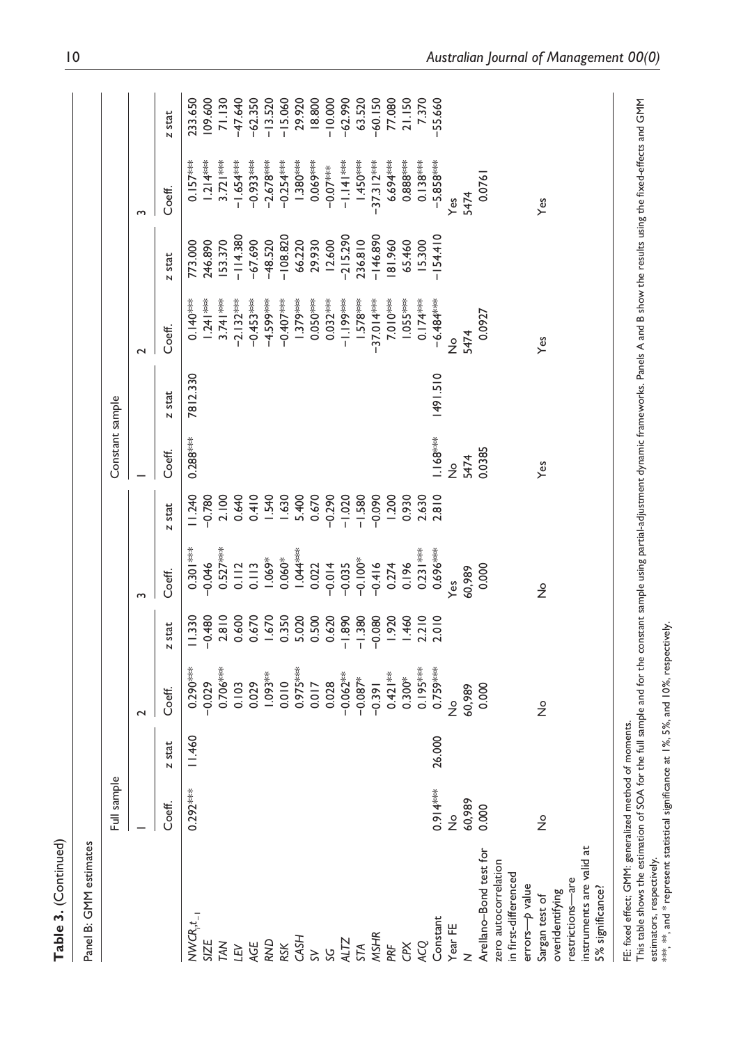**Table 3.** (Continued)

Panel B: GMM estimates

| | Full sample | | | | | | Constant sample | | | | | |
|---|---|---|---|---|---|---|---|---|---|---|---|---|
| | 1 | | 2 | | 3 | | 1 | | 2 | | 3 | |
| | Coeff. | z stat | Coeff. | z stat | Coeff. | z stat | Coeff. | z stat | Coeff. | z stat | Coeff. | z stat |
| $NWCR_{i,t-1}$ | 0.292*** | 11.460 | 0.290*** | 11.330 | 0.301*** | 11.240 | 0.288*** | 7812.330 | 0.140*** | 773.000 | 0.157*** | 233.650 |
| *SIZE* | | | −0.029 | −0.480 | −0.046 | −0.780 | | | 1.241*** | 246.890 | 1.214*** | 109.600 |
| *TAN* | | | 0.706*** | 2.810 | 0.527*** | 2.100 | | | 3.741*** | 153.370 | 3.721*** | 71.130 |
| *LEV* | | | 0.103 | 0.600 | 0.112 | 0.640 | | | −2.132*** | −114.380 | −1.654*** | −47.640 |
| *AGE* | | | 0.029 | 0.670 | 0.113 | 0.410 | | | −0.453*** | −67.690 | −0.933*** | −62.350 |
| *RND* | | | 1.093** | 1.670 | 1.069* | 1.540 | | | −4.599*** | −48.520 | −2.678*** | −13.520 |
| *RSK* | | | 0.010 | 0.350 | 0.060* | 1.630 | | | −0.407*** | −108.820 | −0.254*** | −15.060 |
| *CASH* | | | 0.975*** | 5.020 | 1.044*** | 5.400 | | | 1.379*** | 66.220 | 1.380*** | 29.920 |
| *SV* | | | 0.017 | 0.500 | 0.022 | 0.670 | | | 0.050*** | 29.930 | 0.069*** | 18.800 |
| *SG* | | | 0.028 | 0.620 | −0.014 | −0.290 | | | 0.032*** | 12.600 | −0.07*** | −10.000 |
| *ALTZ* | | | −0.062** | −1.890 | −0.035 | −1.020 | | | −1.199*** | −215.290 | −1.141*** | −62.990 |
| *STA* | | | −0.087* | −1.380 | −0.100* | −1.580 | | | 1.578*** | 236.810 | 1.450*** | 63.520 |
| *MSHR* | | | −0.391 | −0.080 | −0.416 | −0.090 | | | −37.014*** | −146.890 | −37.312*** | −60.150 |
| *PRF* | | | 0.421** | 1.920 | 0.274 | 1.200 | | | 7.010*** | 181.960 | 6.694*** | 77.080 |
| *CPX* | | | 0.300* | 1.460 | 0.196 | 0.930 | | | 1.055*** | 65.460 | 0.888*** | 21.150 |
| *ACQ* | | | 0.195*** | 2.210 | 0.231*** | 2.630 | | | 0.174*** | 15.300 | 0.138*** | 7.370 |
| Constant | 0.914*** | 26.000 | 0.759*** | 2.010 | 0.696*** | 2.810 | 1.168*** | 1491.510 | −6.484*** | −154.410 | −5.858*** | −55.660 |
| Year FE | No | | No | | Yes | | No | | No | | Yes | |
| *N* | 60,989 | | 60,989 | | 60,989 | | 5474 | | 5474 | | 5474 | |
| Arellano–Bond test for zero autocorrelation in first-differenced errors—*p* value | 0.000 | | 0.000 | | 0.000 | | 0.0385 | | 0.0927 | | 0.0761 | |
| Sargan test of overidentifying restrictions—are instruments are valid at 5% significance? | No | | No | | No | | Yes | | Yes | | Yes | |

FE: fixed effect; GMM: generalized method of moments.
This table shows the estimation of SOA for the full sample and for the constant sample using partial-adjustment dynamic frameworks. Panels A and B show the results using the fixed-effects and GMM estimators, respectively.
***, **, and * represent statistical significance at 1%, 5%, and 10%, respectively.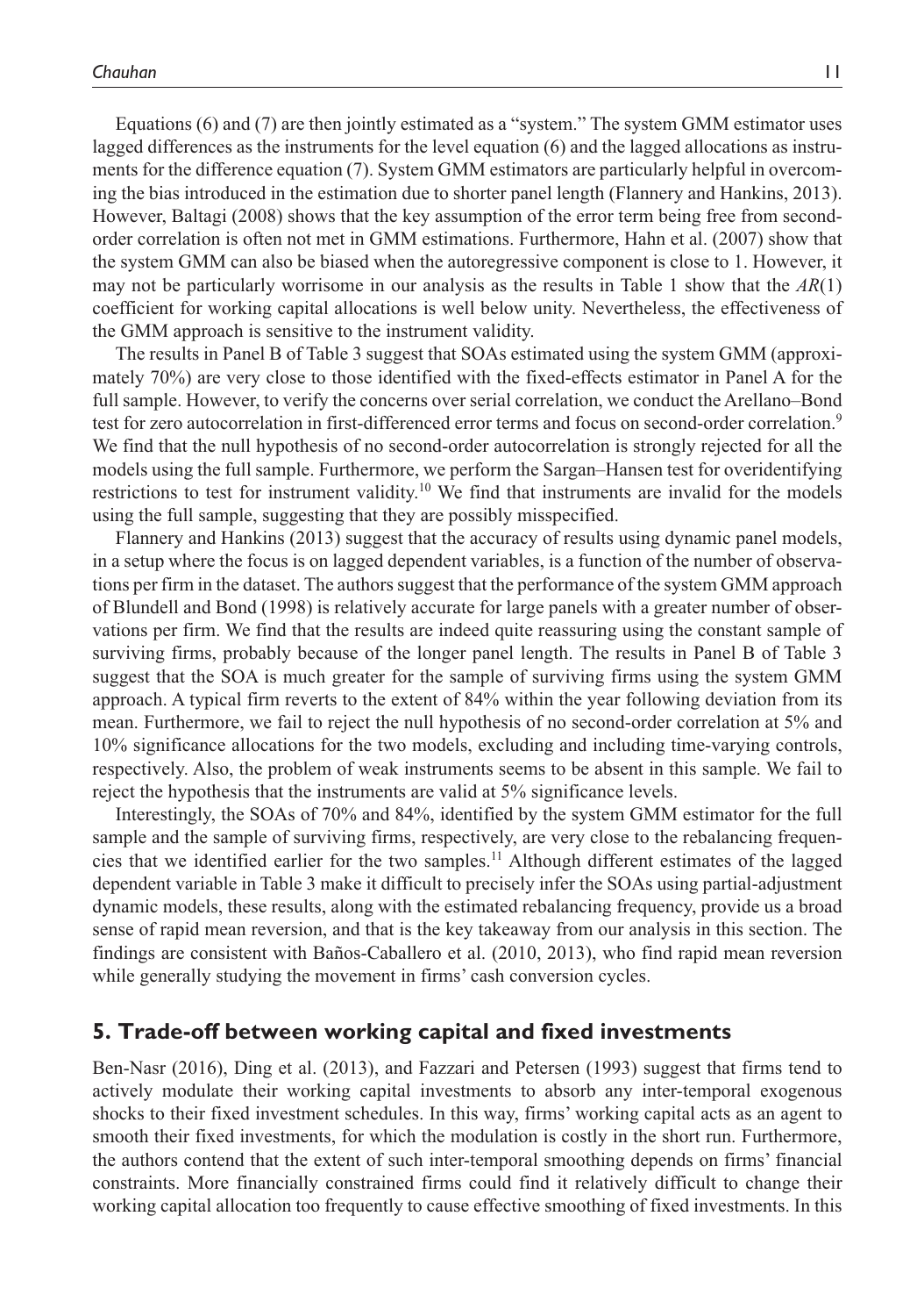Equations (6) and (7) are then jointly estimated as a "system." The system GMM estimator uses lagged differences as the instruments for the level equation (6) and the lagged allocations as instruments for the difference equation (7). System GMM estimators are particularly helpful in overcoming the bias introduced in the estimation due to shorter panel length (Flannery and Hankins, 2013). However, Baltagi (2008) shows that the key assumption of the error term being free from second-order correlation is often not met in GMM estimations. Furthermore, Hahn et al. (2007) show that the system GMM can also be biased when the autoregressive component is close to 1. However, it may not be particularly worrisome in our analysis as the results in Table 1 show that the *AR*(1) coefficient for working capital allocations is well below unity. Nevertheless, the effectiveness of the GMM approach is sensitive to the instrument validity.

The results in Panel B of Table 3 suggest that SOAs estimated using the system GMM (approximately 70%) are very close to those identified with the fixed-effects estimator in Panel A for the full sample. However, to verify the concerns over serial correlation, we conduct the Arellano–Bond test for zero autocorrelation in first-differenced error terms and focus on second-order correlation.[9] We find that the null hypothesis of no second-order autocorrelation is strongly rejected for all the models using the full sample. Furthermore, we perform the Sargan–Hansen test for overidentifying restrictions to test for instrument validity.[10] We find that instruments are invalid for the models using the full sample, suggesting that they are possibly misspecified.

Flannery and Hankins (2013) suggest that the accuracy of results using dynamic panel models, in a setup where the focus is on lagged dependent variables, is a function of the number of observations per firm in the dataset. The authors suggest that the performance of the system GMM approach of Blundell and Bond (1998) is relatively accurate for large panels with a greater number of observations per firm. We find that the results are indeed quite reassuring using the constant sample of surviving firms, probably because of the longer panel length. The results in Panel B of Table 3 suggest that the SOA is much greater for the sample of surviving firms using the system GMM approach. A typical firm reverts to the extent of 84% within the year following deviation from its mean. Furthermore, we fail to reject the null hypothesis of no second-order correlation at 5% and 10% significance allocations for the two models, excluding and including time-varying controls, respectively. Also, the problem of weak instruments seems to be absent in this sample. We fail to reject the hypothesis that the instruments are valid at 5% significance levels.

Interestingly, the SOAs of 70% and 84%, identified by the system GMM estimator for the full sample and the sample of surviving firms, respectively, are very close to the rebalancing frequencies that we identified earlier for the two samples.[11] Although different estimates of the lagged dependent variable in Table 3 make it difficult to precisely infer the SOAs using partial-adjustment dynamic models, these results, along with the estimated rebalancing frequency, provide us a broad sense of rapid mean reversion, and that is the key takeaway from our analysis in this section. The findings are consistent with Baños-Caballero et al. (2010, 2013), who find rapid mean reversion while generally studying the movement in firms' cash conversion cycles.

## 5. Trade-off between working capital and fixed investments

Ben-Nasr (2016), Ding et al. (2013), and Fazzari and Petersen (1993) suggest that firms tend to actively modulate their working capital investments to absorb any inter-temporal exogenous shocks to their fixed investment schedules. In this way, firms' working capital acts as an agent to smooth their fixed investments, for which the modulation is costly in the short run. Furthermore, the authors contend that the extent of such inter-temporal smoothing depends on firms' financial constraints. More financially constrained firms could find it relatively difficult to change their working capital allocation too frequently to cause effective smoothing of fixed investments. In this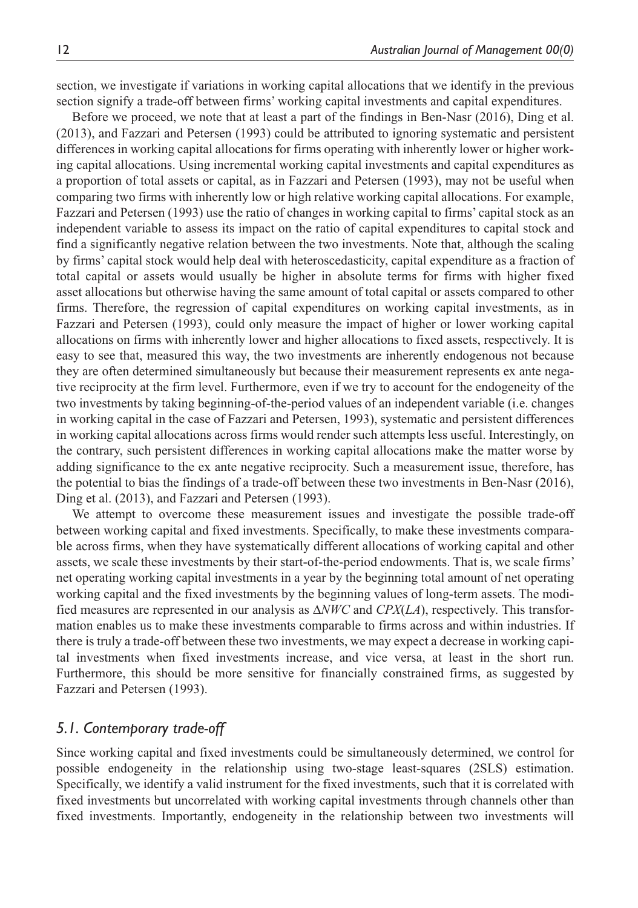section, we investigate if variations in working capital allocations that we identify in the previous section signify a trade-off between firms' working capital investments and capital expenditures.

Before we proceed, we note that at least a part of the findings in Ben-Nasr (2016), Ding et al. (2013), and Fazzari and Petersen (1993) could be attributed to ignoring systematic and persistent differences in working capital allocations for firms operating with inherently lower or higher working capital allocations. Using incremental working capital investments and capital expenditures as a proportion of total assets or capital, as in Fazzari and Petersen (1993), may not be useful when comparing two firms with inherently low or high relative working capital allocations. For example, Fazzari and Petersen (1993) use the ratio of changes in working capital to firms' capital stock as an independent variable to assess its impact on the ratio of capital expenditures to capital stock and find a significantly negative relation between the two investments. Note that, although the scaling by firms' capital stock would help deal with heteroscedasticity, capital expenditure as a fraction of total capital or assets would usually be higher in absolute terms for firms with higher fixed asset allocations but otherwise having the same amount of total capital or assets compared to other firms. Therefore, the regression of capital expenditures on working capital investments, as in Fazzari and Petersen (1993), could only measure the impact of higher or lower working capital allocations on firms with inherently lower and higher allocations to fixed assets, respectively. It is easy to see that, measured this way, the two investments are inherently endogenous not because they are often determined simultaneously but because their measurement represents ex ante negative reciprocity at the firm level. Furthermore, even if we try to account for the endogeneity of the two investments by taking beginning-of-the-period values of an independent variable (i.e. changes in working capital in the case of Fazzari and Petersen, 1993), systematic and persistent differences in working capital allocations across firms would render such attempts less useful. Interestingly, on the contrary, such persistent differences in working capital allocations make the matter worse by adding significance to the ex ante negative reciprocity. Such a measurement issue, therefore, has the potential to bias the findings of a trade-off between these two investments in Ben-Nasr (2016), Ding et al. (2013), and Fazzari and Petersen (1993).

We attempt to overcome these measurement issues and investigate the possible trade-off between working capital and fixed investments. Specifically, to make these investments comparable across firms, when they have systematically different allocations of working capital and other assets, we scale these investments by their start-of-the-period endowments. That is, we scale firms' net operating working capital investments in a year by the beginning total amount of net operating working capital and the fixed investments by the beginning values of long-term assets. The modified measures are represented in our analysis as $\Delta NWC$ and $CPX(LA)$, respectively. This transformation enables us to make these investments comparable to firms across and within industries. If there is truly a trade-off between these two investments, we may expect a decrease in working capital investments when fixed investments increase, and vice versa, at least in the short run. Furthermore, this should be more sensitive for financially constrained firms, as suggested by Fazzari and Petersen (1993).

### 5.1. Contemporary trade-off

Since working capital and fixed investments could be simultaneously determined, we control for possible endogeneity in the relationship using two-stage least-squares (2SLS) estimation. Specifically, we identify a valid instrument for the fixed investments, such that it is correlated with fixed investments but uncorrelated with working capital investments through channels other than fixed investments. Importantly, endogeneity in the relationship between two investments will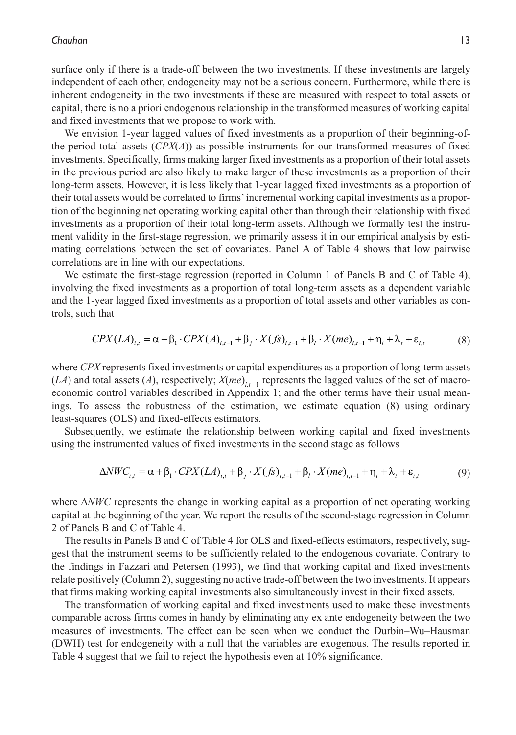surface only if there is a trade-off between the two investments. If these investments are largely independent of each other, endogeneity may not be a serious concern. Furthermore, while there is inherent endogeneity in the two investments if these are measured with respect to total assets or capital, there is no a priori endogenous relationship in the transformed measures of working capital and fixed investments that we propose to work with.

We envision 1-year lagged values of fixed investments as a proportion of their beginning-of-the-period total assets ($CPX(A)$) as possible instruments for our transformed measures of fixed investments. Specifically, firms making larger fixed investments as a proportion of their total assets in the previous period are also likely to make larger of these investments as a proportion of their long-term assets. However, it is less likely that 1-year lagged fixed investments as a proportion of their total assets would be correlated to firms' incremental working capital investments as a proportion of the beginning net operating working capital other than through their relationship with fixed investments as a proportion of their total long-term assets. Although we formally test the instrument validity in the first-stage regression, we primarily assess it in our empirical analysis by estimating correlations between the set of covariates. Panel A of Table 4 shows that low pairwise correlations are in line with our expectations.

We estimate the first-stage regression (reported in Column 1 of Panels B and C of Table 4), involving the fixed investments as a proportion of total long-term assets as a dependent variable and the 1-year lagged fixed investments as a proportion of total assets and other variables as controls, such that

$$CPX(LA)_{i,t} = \alpha + \beta_1 \cdot CPX(A)_{i,t-1} + \beta_j \cdot X(fs)_{i,t-1} + \beta_l \cdot X(me)_{i,t-1} + \eta_i + \lambda_t + \varepsilon_{i,t} \tag{8}$$

where $CPX$ represents fixed investments or capital expenditures as a proportion of long-term assets ($LA$) and total assets ($A$), respectively; $X(me)_{i,t-1}$ represents the lagged values of the set of macroeconomic control variables described in Appendix 1; and the other terms have their usual meanings. To assess the robustness of the estimation, we estimate equation (8) using ordinary least-squares (OLS) and fixed-effects estimators.

Subsequently, we estimate the relationship between working capital and fixed investments using the instrumented values of fixed investments in the second stage as follows

$$\Delta NWC_{i,t} = \alpha + \beta_1 \cdot CPX(LA)_{i,t} + \beta_j \cdot X(fs)_{i,t-1} + \beta_l \cdot X(me)_{i,t-1} + \eta_i + \lambda_t + \varepsilon_{i,t} \tag{9}$$

where $\Delta NWC$ represents the change in working capital as a proportion of net operating working capital at the beginning of the year. We report the results of the second-stage regression in Column 2 of Panels B and C of Table 4.

The results in Panels B and C of Table 4 for OLS and fixed-effects estimators, respectively, suggest that the instrument seems to be sufficiently related to the endogenous covariate. Contrary to the findings in Fazzari and Petersen (1993), we find that working capital and fixed investments relate positively (Column 2), suggesting no active trade-off between the two investments. It appears that firms making working capital investments also simultaneously invest in their fixed assets.

The transformation of working capital and fixed investments used to make these investments comparable across firms comes in handy by eliminating any ex ante endogeneity between the two measures of investments. The effect can be seen when we conduct the Durbin–Wu–Hausman (DWH) test for endogeneity with a null that the variables are exogenous. The results reported in Table 4 suggest that we fail to reject the hypothesis even at 10% significance.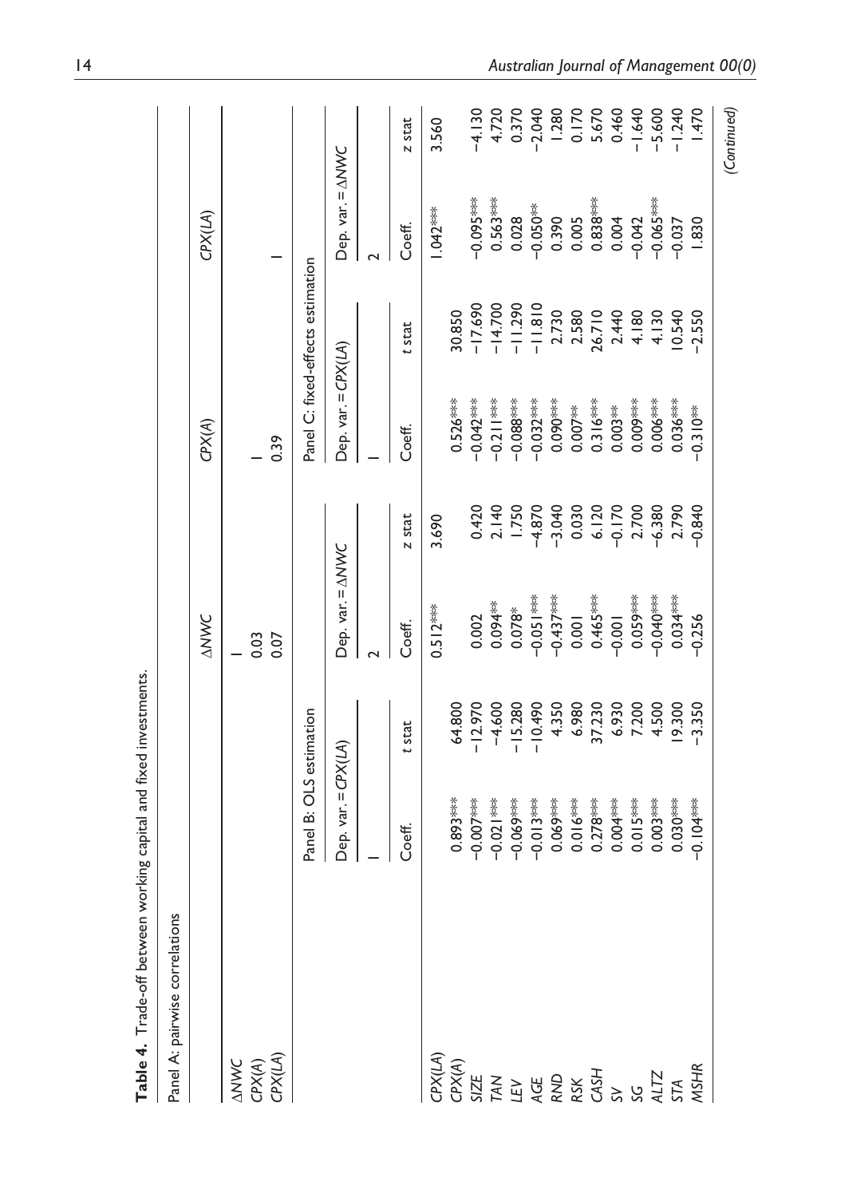**Table 4.** Trade-off between working capital and fixed investments.

Panel A: pairwise correlations

| | ΔNWC | CPX(A) | CPX(LA) |
|---|---|---|---|
| ΔNWC | 1 | | |
| CPX(A) | 0.03 | 1 | |
| CPX(LA) | 0.07 | 0.39 | 1 |

| | Panel B: OLS estimation | | | | Panel C: fixed-effects estimation | | | |
|---|---|---|---|---|---|---|---|---|
| | Dep. var. = CPX(LA) | | Dep. var. = ΔNWC | | Dep. var. = CPX(LA) | | Dep. var. = ΔNWC | |
| | 1 | | 2 | | 1 | | 2 | |
| | Coeff. | t stat | Coeff. | z stat | Coeff. | t stat | Coeff. | z stat |
| CPX(LA) | | | 0.512*** | 3.690 | | | 1.042*** | 3.560 |
| CPX(A) | 0.893*** | 64.800 | | | 0.526*** | 30.850 | | |
| SIZE | −0.007*** | −12.970 | 0.002 | 0.420 | −0.042*** | −17.690 | −0.095*** | −4.130 |
| TAN | −0.021*** | −4.600 | 0.094** | 2.140 | −0.211*** | −14.700 | 0.563*** | 4.720 |
| LEV | −0.069*** | −15.280 | 0.078* | 1.750 | −0.088*** | −11.290 | 0.028 | 0.370 |
| AGE | −0.013*** | −10.490 | −0.051*** | −4.870 | −0.032*** | −11.810 | −0.050** | −2.040 |
| RND | 0.069*** | 4.350 | −0.437*** | −3.040 | 0.090*** | 2.730 | 0.390 | 1.280 |
| RSK | 0.016*** | 6.980 | 0.001 | 0.030 | 0.007** | 2.580 | 0.005 | 0.170 |
| CASH | 0.278*** | 37.230 | 0.465*** | 6.120 | 0.316*** | 26.710 | 0.838*** | 5.670 |
| SV | 0.004*** | 6.930 | −0.001 | −0.170 | 0.003** | 2.440 | 0.004 | 0.460 |
| SG | 0.015*** | 7.200 | 0.059*** | 2.700 | 0.009*** | 4.180 | −0.042 | −1.640 |
| ALTZ | 0.003*** | 4.500 | −0.040*** | −6.380 | 0.006*** | 4.130 | −0.065*** | −5.600 |
| STA | 0.030*** | 19.300 | 0.034*** | 2.790 | 0.036*** | 10.540 | −0.037 | −1.240 |
| MSHR | −0.104*** | −3.350 | −0.256 | −0.840 | −0.310** | −2.550 | 1.830 | 1.470 |

(Continued)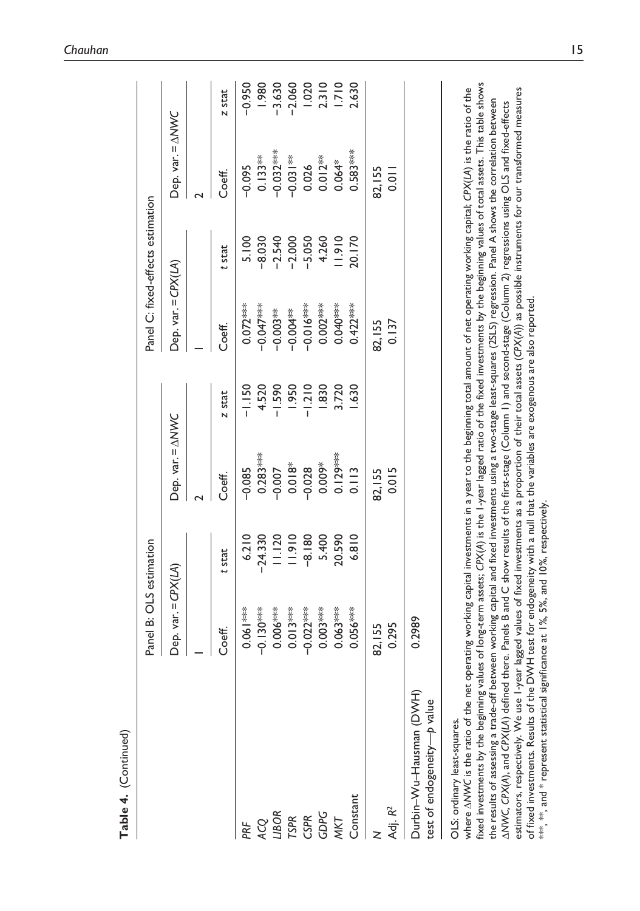**Table 4.** (Continued)

| | Panel B: OLS estimation | | | | Panel C: fixed-effects estimation | | | |
|---|---|---|---|---|---|---|---|---|
| | Dep. var. = *CPX*(*LA*) | | Dep. var. = Δ*NWC* | | Dep. var. = *CPX*(*LA*) | | Dep. var. = Δ*NWC* | |
| | 1 | | 2 | | 1 | | 2 | |
| | Coeff. | *t* stat | Coeff. | *z* stat | Coeff. | *t* stat | Coeff. | *z* stat |
| *PRF* | 0.061*** | 6.210 | −0.085 | −1.150 | 0.072*** | 5.100 | −0.095 | −0.950 |
| *ACQ* | −0.130*** | −24.330 | 0.283*** | 4.520 | −0.047*** | −8.030 | 0.133** | 1.980 |
| *LIBOR* | 0.006*** | 11.120 | −0.007 | −1.590 | −0.003** | −2.540 | −0.032*** | −3.630 |
| *TSPR* | 0.013*** | 11.910 | 0.018* | 1.950 | −0.004** | −2.000 | −0.031** | −2.060 |
| *CSPR* | −0.022*** | −8.180 | −0.028 | −1.210 | −0.016*** | −5.050 | 0.026 | 1.020 |
| *GDPG* | 0.003*** | 5.400 | 0.009* | 1.830 | 0.002*** | 4.260 | 0.012** | 2.310 |
| *MKT* | 0.063*** | 20.590 | 0.129*** | 3.720 | 0.040*** | 11.910 | 0.064* | 1.710 |
| Constant | 0.056*** | 6.810 | 0.113 | 1.630 | 0.422*** | 20.170 | 0.583*** | 2.630 |
| *N* | 82,155 | | 82,155 | | 82,155 | | 82,155 | |
| Adj. $R^2$ | 0.295 | | 0.015 | | 0.137 | | 0.011 | |
| Durbin–Wu–Hausman (DWH) test of endogeneity—*p* value | 0.2989 | | | | | | | |

OLS: ordinary least-squares.

where Δ*NWC* is the ratio of the net operating working capital investments in a year to the beginning total amount of net operating working capital; *CPX*(*LA*) is the ratio of the fixed investments by the beginning values of long-term assets; *CPX*(*A*) is the 1-year lagged ratio of the fixed investments by the beginning values of total assets. This table shows the results of assessing a trade-off between working capital and fixed investments using a two-stage least-squares (2SLS) regression. Panel A shows the correlation between Δ*NWC*, *CPX*(*A*), and *CPX*(*LA*) defined there. Panels B and C show results of the first-stage (Column 1) and second-stage (Column 2) regressions using OLS and fixed-effects estimators, respectively. We use 1-year lagged values of fixed investments as a proportion of their total assets (*CPX*(*A*)) as possible instruments for our transformed measures of fixed investments. Results of the DWH test for endogeneity with a null that the variables are exogenous are also reported.

***, **, and * represent statistical significance at 1%, 5%, and 10%, respectively.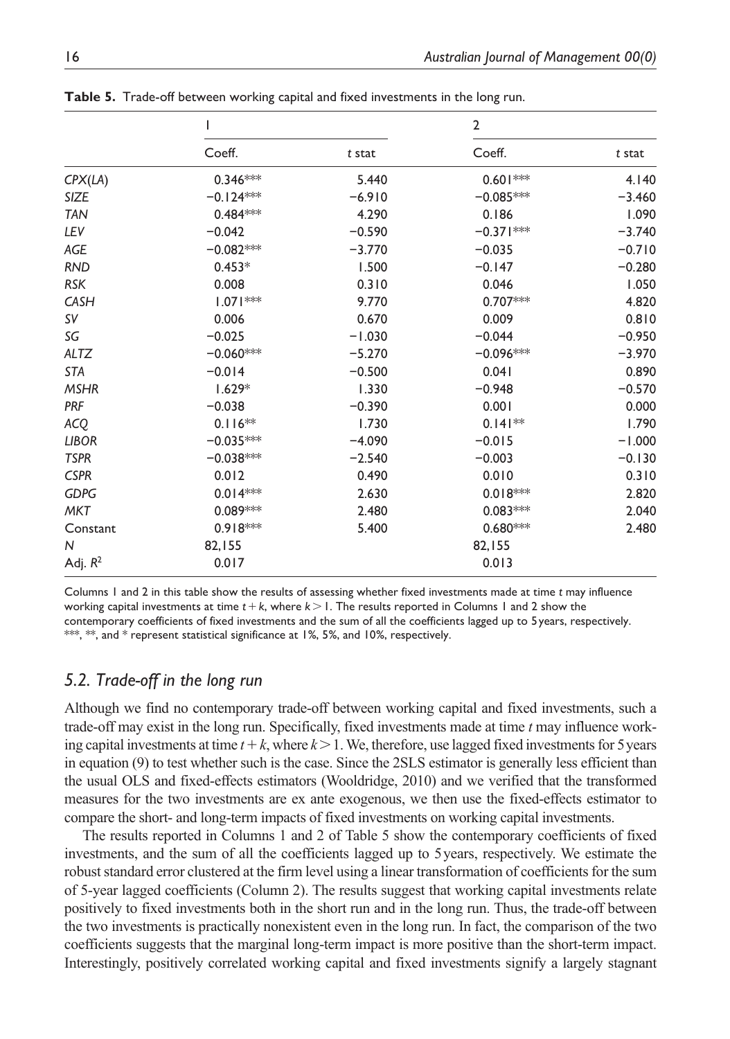**Table 5.** Trade-off between working capital and fixed investments in the long run.

| | 1 | | 2 | |
|---|---|---|---|---|
| | Coeff. | *t* stat | Coeff. | *t* stat |
| *CPX*(*LA*) | 0.346*** | 5.440 | 0.601*** | 4.140 |
| *SIZE* | −0.124*** | −6.910 | −0.085*** | −3.460 |
| *TAN* | 0.484*** | 4.290 | 0.186 | 1.090 |
| *LEV* | −0.042 | −0.590 | −0.371*** | −3.740 |
| *AGE* | −0.082*** | −3.770 | −0.035 | −0.710 |
| *RND* | 0.453* | 1.500 | −0.147 | −0.280 |
| *RSK* | 0.008 | 0.310 | 0.046 | 1.050 |
| *CASH* | 1.071*** | 9.770 | 0.707*** | 4.820 |
| *SV* | 0.006 | 0.670 | 0.009 | 0.810 |
| *SG* | −0.025 | −1.030 | −0.044 | −0.950 |
| *ALTZ* | −0.060*** | −5.270 | −0.096*** | −3.970 |
| *STA* | −0.014 | −0.500 | 0.041 | 0.890 |
| *MSHR* | 1.629* | 1.330 | −0.948 | −0.570 |
| *PRF* | −0.038 | −0.390 | 0.001 | 0.000 |
| *ACQ* | 0.116** | 1.730 | 0.141** | 1.790 |
| *LIBOR* | −0.035*** | −4.090 | −0.015 | −1.000 |
| *TSPR* | −0.038*** | −2.540 | −0.003 | −0.130 |
| *CSPR* | 0.012 | 0.490 | 0.010 | 0.310 |
| *GDPG* | 0.014*** | 2.630 | 0.018*** | 2.820 |
| *MKT* | 0.089*** | 2.480 | 0.083*** | 2.040 |
| Constant | 0.918*** | 5.400 | 0.680*** | 2.480 |
| *N* | 82,155 | | 82,155 | |
| Adj. $R^2$ | 0.017 | | 0.013 | |

Columns 1 and 2 in this table show the results of assessing whether fixed investments made at time *t* may influence working capital investments at time $t+k$, where $k>1$. The results reported in Columns 1 and 2 show the contemporary coefficients of fixed investments and the sum of all the coefficients lagged up to 5 years, respectively. ***, **, and * represent statistical significance at 1%, 5%, and 10%, respectively.

### *5.2. Trade-off in the long run*

Although we find no contemporary trade-off between working capital and fixed investments, such a trade-off may exist in the long run. Specifically, fixed investments made at time *t* may influence working capital investments at time $t+k$, where $k>1$. We, therefore, use lagged fixed investments for 5 years in equation (9) to test whether such is the case. Since the 2SLS estimator is generally less efficient than the usual OLS and fixed-effects estimators (Wooldridge, 2010) and we verified that the transformed measures for the two investments are ex ante exogenous, we then use the fixed-effects estimator to compare the short- and long-term impacts of fixed investments on working capital investments.

The results reported in Columns 1 and 2 of Table 5 show the contemporary coefficients of fixed investments, and the sum of all the coefficients lagged up to 5 years, respectively. We estimate the robust standard error clustered at the firm level using a linear transformation of coefficients for the sum of 5-year lagged coefficients (Column 2). The results suggest that working capital investments relate positively to fixed investments both in the short run and in the long run. Thus, the trade-off between the two investments is practically nonexistent even in the long run. In fact, the comparison of the two coefficients suggests that the marginal long-term impact is more positive than the short-term impact. Interestingly, positively correlated working capital and fixed investments signify a largely stagnant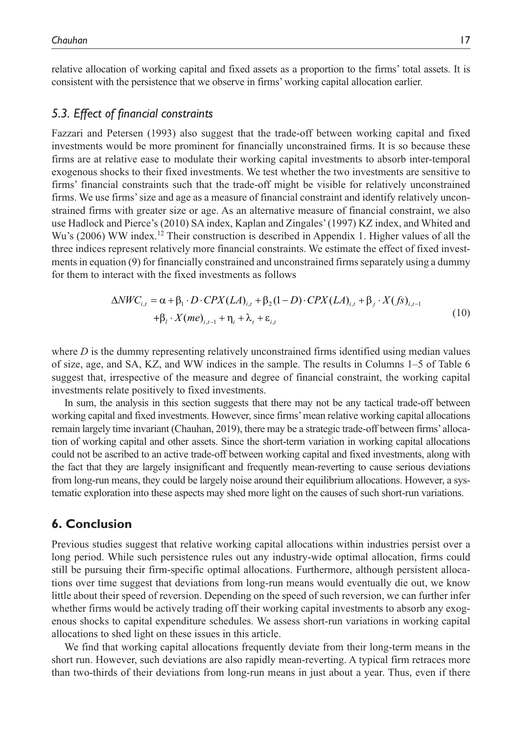relative allocation of working capital and fixed assets as a proportion to the firms' total assets. It is consistent with the persistence that we observe in firms' working capital allocation earlier.

### *5.3. Effect of financial constraints*

Fazzari and Petersen (1993) also suggest that the trade-off between working capital and fixed investments would be more prominent for financially unconstrained firms. It is so because these firms are at relative ease to modulate their working capital investments to absorb inter-temporal exogenous shocks to their fixed investments. We test whether the two investments are sensitive to firms' financial constraints such that the trade-off might be visible for relatively unconstrained firms. We use firms' size and age as a measure of financial constraint and identify relatively unconstrained firms with greater size or age. As an alternative measure of financial constraint, we also use Hadlock and Pierce's (2010) SA index, Kaplan and Zingales' (1997) KZ index, and Whited and Wu's (2006) WW index.[12] Their construction is described in Appendix 1. Higher values of all the three indices represent relatively more financial constraints. We estimate the effect of fixed investments in equation (9) for financially constrained and unconstrained firms separately using a dummy for them to interact with the fixed investments as follows

$$\Delta NWC_{i,t} = \alpha + \beta_1 \cdot D \cdot CPX(LA)_{i,t} + \beta_2 (1 - D) \cdot CPX(LA)_{i,t} + \beta_j \cdot X(fs)_{i,t-1} + \beta_l \cdot X(me)_{i,t-1} + \eta_i + \lambda_t + \varepsilon_{i,t} \tag{10}$$

where $D$ is the dummy representing relatively unconstrained firms identified using median values of size, age, and SA, KZ, and WW indices in the sample. The results in Columns 1–5 of Table 6 suggest that, irrespective of the measure and degree of financial constraint, the working capital investments relate positively to fixed investments.

In sum, the analysis in this section suggests that there may not be any tactical trade-off between working capital and fixed investments. However, since firms' mean relative working capital allocations remain largely time invariant (Chauhan, 2019), there may be a strategic trade-off between firms' allocation of working capital and other assets. Since the short-term variation in working capital allocations could not be ascribed to an active trade-off between working capital and fixed investments, along with the fact that they are largely insignificant and frequently mean-reverting to cause serious deviations from long-run means, they could be largely noise around their equilibrium allocations. However, a systematic exploration into these aspects may shed more light on the causes of such short-run variations.

## 6. Conclusion

Previous studies suggest that relative working capital allocations within industries persist over a long period. While such persistence rules out any industry-wide optimal allocation, firms could still be pursuing their firm-specific optimal allocations. Furthermore, although persistent allocations over time suggest that deviations from long-run means would eventually die out, we know little about their speed of reversion. Depending on the speed of such reversion, we can further infer whether firms would be actively trading off their working capital investments to absorb any exogenous shocks to capital expenditure schedules. We assess short-run variations in working capital allocations to shed light on these issues in this article.

We find that working capital allocations frequently deviate from their long-term means in the short run. However, such deviations are also rapidly mean-reverting. A typical firm retraces more than two-thirds of their deviations from long-run means in just about a year. Thus, even if there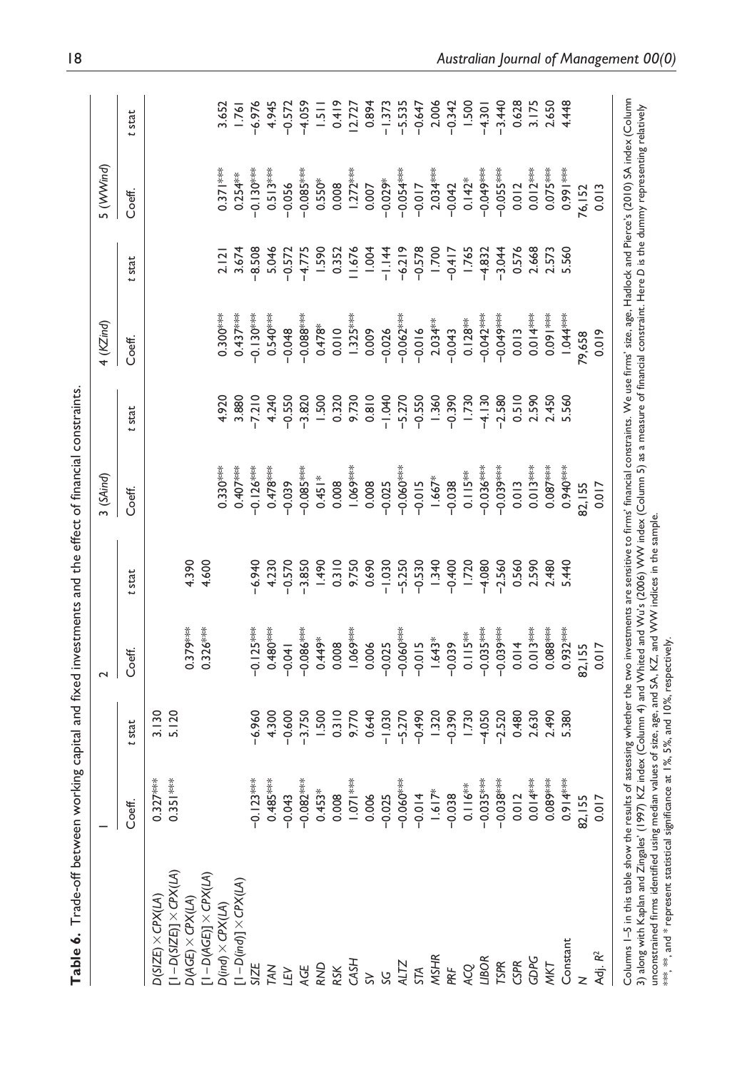**Table 6.** Trade-off between working capital and fixed investments and the effect of financial constraints.

| | 1 | | 2 | | 3 (SAind) | | 4 (KZind) | | 5 (WWind) | |
|---|---|---|---|---|---|---|---|---|---|---|
| | Coeff. | t stat | Coeff. | t stat | Coeff. | t stat | Coeff. | t stat | Coeff. | t stat |
| $D(SIZE) \times CPX(LA)$ | 0.327*** | 3.130 | | | | | | | | |
| $[1-D(SIZE)] \times CPX(LA)$ | 0.351*** | 5.120 | | | | | | | | |
| $D(AGE) \times CPX(LA)$ | | | 0.379*** | 4.390 | | | | | | |
| $[1-D(AGE)] \times CPX(LA)$ | | | 0.326*** | 4.600 | | | | | | |
| $D(ind) \times CPX(LA)$ | | | | | 0.330*** | 4.920 | 0.300*** | 2.121 | 0.371*** | 3.652 |
| $[1-D(ind)] \times CPX(LA)$ | | | | | 0.407*** | 3.880 | 0.437*** | 3.674 | 0.254** | 1.761 |
| SIZE | −0.123*** | −6.960 | −0.125*** | −6.940 | −0.126*** | −7.210 | −0.130*** | −8.508 | −0.130*** | −6.976 |
| TAN | 0.485*** | 4.300 | 0.480*** | 4.230 | 0.478*** | 4.240 | 0.540*** | 5.046 | 0.513*** | 4.945 |
| LEV | −0.043 | −0.600 | −0.041 | −0.570 | −0.039 | −0.550 | −0.048 | −0.572 | −0.056 | −0.572 |
| AGE | −0.082*** | −3.750 | −0.086*** | −3.850 | −0.085*** | −3.820 | −0.088*** | −4.775 | −0.085*** | −4.059 |
| RND | 0.453* | 1.500 | 0.449* | 1.490 | 0.451* | 1.500 | 0.478* | 1.590 | 0.550* | 1.511 |
| RSK | 0.008 | 0.310 | 0.008 | 0.310 | 0.008 | 0.320 | 0.010 | 0.352 | 0.008 | 0.419 |
| CASH | 1.071*** | 9.770 | 1.069*** | 9.750 | 1.069*** | 9.730 | 1.325*** | 11.676 | 1.272*** | 12.727 |
| SV | 0.006 | 0.640 | 0.006 | 0.690 | 0.008 | 0.810 | 0.009 | 1.004 | 0.007 | 0.894 |
| SG | −0.025 | −1.030 | −0.025 | −1.030 | −0.025 | −1.040 | −0.026 | −1.144 | −0.029* | −1.373 |
| ALTZ | −0.060*** | −5.270 | −0.060*** | −5.250 | −0.060*** | −5.270 | −0.062*** | −6.219 | −0.054*** | −5.535 |
| STA | −0.014 | −0.490 | −0.015 | −0.530 | −0.015 | −0.550 | −0.016 | −0.578 | −0.017 | −0.647 |
| MSHR | 1.617* | 1.320 | 1.643* | 1.340 | 1.667* | 1.360 | 2.034** | 1.700 | 2.034** | 2.006 |
| PRF | −0.038 | −0.390 | −0.039 | −0.400 | −0.038 | −0.390 | −0.043 | −0.417 | −0.042 | −0.342 |
| ACQ | 0.116** | 1.730 | 0.115** | 1.720 | 0.115** | 1.730 | 0.128** | 1.765 | 0.142* | 1.500 |
| LIBOR | −0.035*** | −4.050 | −0.035*** | −4.080 | −0.036*** | −4.130 | −0.042*** | −4.832 | −0.049*** | −4.301 |
| TSPR | −0.038*** | −2.520 | −0.039*** | −2.560 | −0.039*** | −2.580 | −0.049*** | −3.044 | −0.055*** | −3.440 |
| CSPR | 0.012 | 0.480 | 0.014 | 0.560 | 0.013 | 0.510 | 0.013 | 0.576 | 0.012 | 0.628 |
| GDPG | 0.014*** | 2.630 | 0.013*** | 2.590 | 0.013*** | 2.590 | 0.014*** | 2.668 | 0.012*** | 3.175 |
| MKT | 0.089*** | 2.490 | 0.088*** | 2.480 | 0.087*** | 2.450 | 0.091*** | 2.573 | 0.075*** | 2.650 |
| Constant | 0.914*** | 5.380 | 0.932*** | 5.440 | 0.940*** | 5.560 | 1.044*** | 5.560 | 0.991*** | 4.448 |
| N | 82,155 | | 82,155 | | 82,155 | | 79,658 | | 76,152 | |
| Adj. $R^2$ | 0.017 | | 0.017 | | 0.017 | | 0.019 | | 0.013 | |

Columns 1–5 in this table show the results of assessing whether the two investments are sensitive to firms' financial constraints. We use firms' size, age, Hadlock and Pierce's (2010) SA index (Column 3) along with Kaplan and Zingales' (1997) KZ index (Column 4) and Whited and Wu's (2006) WW index (Column 5) as a measure of financial constraint. Here *D* is the dummy representing relatively unconstrained firms identified using median values of size, age, and SA, KZ, and WW indices in the sample.
***, **, and * represent statistical significance at 1%, 5%, and 10%, respectively.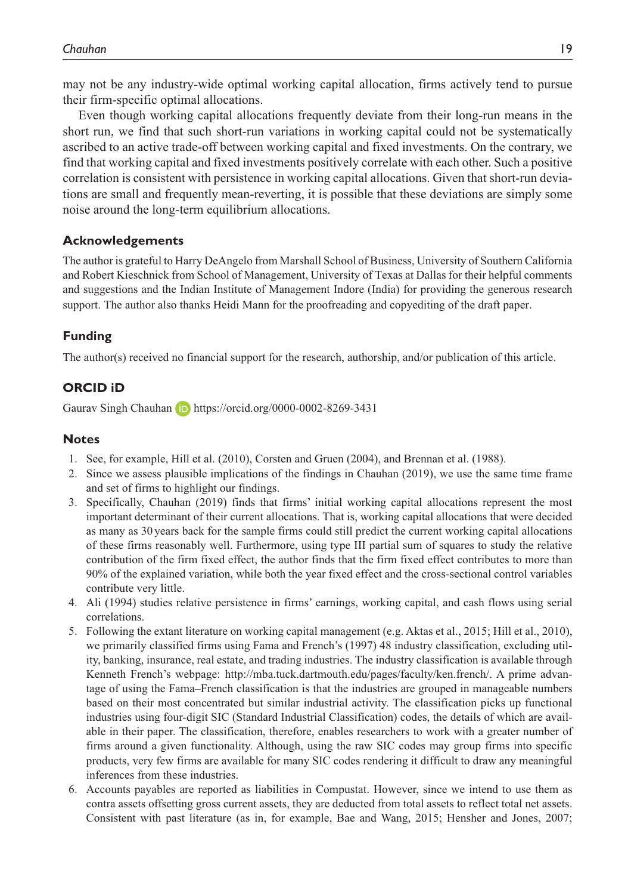may not be any industry-wide optimal working capital allocation, firms actively tend to pursue their firm-specific optimal allocations.

Even though working capital allocations frequently deviate from their long-run means in the short run, we find that such short-run variations in working capital could not be systematically ascribed to an active trade-off between working capital and fixed investments. On the contrary, we find that working capital and fixed investments positively correlate with each other. Such a positive correlation is consistent with persistence in working capital allocations. Given that short-run deviations are small and frequently mean-reverting, it is possible that these deviations are simply some noise around the long-term equilibrium allocations.

### Acknowledgements

The author is grateful to Harry DeAngelo from Marshall School of Business, University of Southern California and Robert Kieschnick from School of Management, University of Texas at Dallas for their helpful comments and suggestions and the Indian Institute of Management Indore (India) for providing the generous research support. The author also thanks Heidi Mann for the proofreading and copyediting of the draft paper.

### Funding

The author(s) received no financial support for the research, authorship, and/or publication of this article.

### ORCID iD

Gaurav Singh Chauhan https://orcid.org/0000-0002-8269-3431

### Notes

1. See, for example, Hill et al. (2010), Corsten and Gruen (2004), and Brennan et al. (1988).
2. Since we assess plausible implications of the findings in Chauhan (2019), we use the same time frame and set of firms to highlight our findings.
3. Specifically, Chauhan (2019) finds that firms' initial working capital allocations represent the most important determinant of their current allocations. That is, working capital allocations that were decided as many as 30 years back for the sample firms could still predict the current working capital allocations of these firms reasonably well. Furthermore, using type III partial sum of squares to study the relative contribution of the firm fixed effect, the author finds that the firm fixed effect contributes to more than 90% of the explained variation, while both the year fixed effect and the cross-sectional control variables contribute very little.
4. Ali (1994) studies relative persistence in firms' earnings, working capital, and cash flows using serial correlations.
5. Following the extant literature on working capital management (e.g. Aktas et al., 2015; Hill et al., 2010), we primarily classified firms using Fama and French's (1997) 48 industry classification, excluding utility, banking, insurance, real estate, and trading industries. The industry classification is available through Kenneth French's webpage: http://mba.tuck.dartmouth.edu/pages/faculty/ken.french/. A prime advantage of using the Fama–French classification is that the industries are grouped in manageable numbers based on their most concentrated but similar industrial activity. The classification picks up functional industries using four-digit SIC (Standard Industrial Classification) codes, the details of which are available in their paper. The classification, therefore, enables researchers to work with a greater number of firms around a given functionality. Although, using the raw SIC codes may group firms into specific products, very few firms are available for many SIC codes rendering it difficult to draw any meaningful inferences from these industries.
6. Accounts payables are reported as liabilities in Compustat. However, since we intend to use them as contra assets offsetting gross current assets, they are deducted from total assets to reflect total net assets. Consistent with past literature (as in, for example, Bae and Wang, 2015; Hensher and Jones, 2007;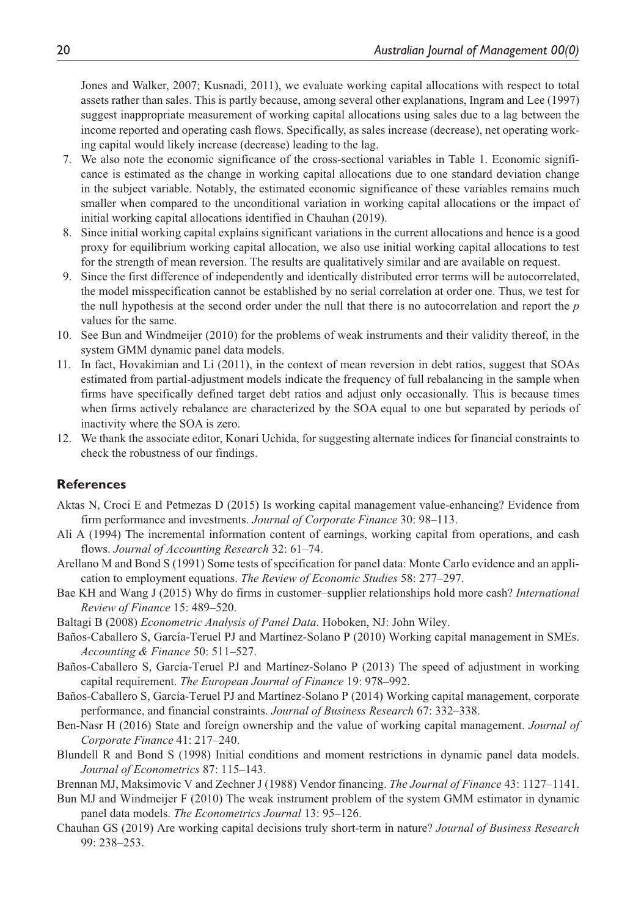Jones and Walker, 2007; Kusnadi, 2011), we evaluate working capital allocations with respect to total assets rather than sales. This is partly because, among several other explanations, Ingram and Lee (1997) suggest inappropriate measurement of working capital allocations using sales due to a lag between the income reported and operating cash flows. Specifically, as sales increase (decrease), net operating working capital would likely increase (decrease) leading to the lag.

7. We also note the economic significance of the cross-sectional variables in Table 1. Economic significance is estimated as the change in working capital allocations due to one standard deviation change in the subject variable. Notably, the estimated economic significance of these variables remains much smaller when compared to the unconditional variation in working capital allocations or the impact of initial working capital allocations identified in Chauhan (2019).
8. Since initial working capital explains significant variations in the current allocations and hence is a good proxy for equilibrium working capital allocation, we also use initial working capital allocations to test for the strength of mean reversion. The results are qualitatively similar and are available on request.
9. Since the first difference of independently and identically distributed error terms will be autocorrelated, the model misspecification cannot be established by no serial correlation at order one. Thus, we test for the null hypothesis at the second order under the null that there is no autocorrelation and report the $p$ values for the same.
10. See Bun and Windmeijer (2010) for the problems of weak instruments and their validity thereof, in the system GMM dynamic panel data models.
11. In fact, Hovakimian and Li (2011), in the context of mean reversion in debt ratios, suggest that SOAs estimated from partial-adjustment models indicate the frequency of full rebalancing in the sample when firms have specifically defined target debt ratios and adjust only occasionally. This is because times when firms actively rebalance are characterized by the SOA equal to one but separated by periods of inactivity where the SOA is zero.
12. We thank the associate editor, Konari Uchida, for suggesting alternate indices for financial constraints to check the robustness of our findings.

## References

Aktas N, Croci E and Petmezas D (2015) Is working capital management value-enhancing? Evidence from firm performance and investments. *Journal of Corporate Finance* 30: 98–113.

Ali A (1994) The incremental information content of earnings, working capital from operations, and cash flows. *Journal of Accounting Research* 32: 61–74.

Arellano M and Bond S (1991) Some tests of specification for panel data: Monte Carlo evidence and an application to employment equations. *The Review of Economic Studies* 58: 277–297.

Bae KH and Wang J (2015) Why do firms in customer–supplier relationships hold more cash? *International Review of Finance* 15: 489–520.

Baltagi B (2008) *Econometric Analysis of Panel Data*. Hoboken, NJ: John Wiley.

Baños-Caballero S, García-Teruel PJ and Martínez-Solano P (2010) Working capital management in SMEs. *Accounting & Finance* 50: 511–527.

Baños-Caballero S, García-Teruel PJ and Martínez-Solano P (2013) The speed of adjustment in working capital requirement. *The European Journal of Finance* 19: 978–992.

Baños-Caballero S, García-Teruel PJ and Martínez-Solano P (2014) Working capital management, corporate performance, and financial constraints. *Journal of Business Research* 67: 332–338.

Ben-Nasr H (2016) State and foreign ownership and the value of working capital management. *Journal of Corporate Finance* 41: 217–240.

Blundell R and Bond S (1998) Initial conditions and moment restrictions in dynamic panel data models. *Journal of Econometrics* 87: 115–143.

Brennan MJ, Maksimovic V and Zechner J (1988) Vendor financing. *The Journal of Finance* 43: 1127–1141.

Bun MJ and Windmeijer F (2010) The weak instrument problem of the system GMM estimator in dynamic panel data models. *The Econometrics Journal* 13: 95–126.

Chauhan GS (2019) Are working capital decisions truly short-term in nature? *Journal of Business Research* 99: 238–253.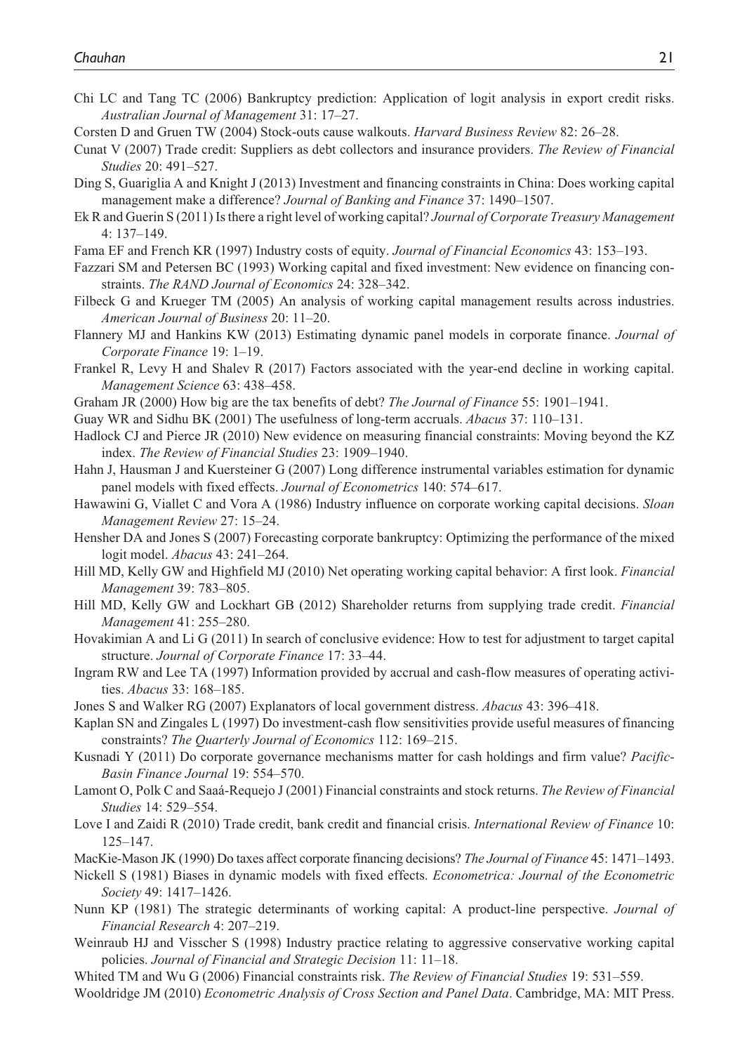Chi LC and Tang TC (2006) Bankruptcy prediction: Application of logit analysis in export credit risks. *Australian Journal of Management* 31: 17–27.

Corsten D and Gruen TW (2004) Stock-outs cause walkouts. *Harvard Business Review* 82: 26–28.

Cunat V (2007) Trade credit: Suppliers as debt collectors and insurance providers. *The Review of Financial Studies* 20: 491–527.

Ding S, Guariglia A and Knight J (2013) Investment and financing constraints in China: Does working capital management make a difference? *Journal of Banking and Finance* 37: 1490–1507.

Ek R and Guerin S (2011) Is there a right level of working capital? *Journal of Corporate Treasury Management* 4: 137–149.

Fama EF and French KR (1997) Industry costs of equity. *Journal of Financial Economics* 43: 153–193.

Fazzari SM and Petersen BC (1993) Working capital and fixed investment: New evidence on financing constraints. *The RAND Journal of Economics* 24: 328–342.

Filbeck G and Krueger TM (2005) An analysis of working capital management results across industries. *American Journal of Business* 20: 11–20.

Flannery MJ and Hankins KW (2013) Estimating dynamic panel models in corporate finance. *Journal of Corporate Finance* 19: 1–19.

Frankel R, Levy H and Shalev R (2017) Factors associated with the year-end decline in working capital. *Management Science* 63: 438–458.

Graham JR (2000) How big are the tax benefits of debt? *The Journal of Finance* 55: 1901–1941.

Guay WR and Sidhu BK (2001) The usefulness of long-term accruals. *Abacus* 37: 110–131.

Hadlock CJ and Pierce JR (2010) New evidence on measuring financial constraints: Moving beyond the KZ index. *The Review of Financial Studies* 23: 1909–1940.

Hahn J, Hausman J and Kuersteiner G (2007) Long difference instrumental variables estimation for dynamic panel models with fixed effects. *Journal of Econometrics* 140: 574–617.

Hawawini G, Viallet C and Vora A (1986) Industry influence on corporate working capital decisions. *Sloan Management Review* 27: 15–24.

Hensher DA and Jones S (2007) Forecasting corporate bankruptcy: Optimizing the performance of the mixed logit model. *Abacus* 43: 241–264.

Hill MD, Kelly GW and Highfield MJ (2010) Net operating working capital behavior: A first look. *Financial Management* 39: 783–805.

Hill MD, Kelly GW and Lockhart GB (2012) Shareholder returns from supplying trade credit. *Financial Management* 41: 255–280.

Hovakimian A and Li G (2011) In search of conclusive evidence: How to test for adjustment to target capital structure. *Journal of Corporate Finance* 17: 33–44.

Ingram RW and Lee TA (1997) Information provided by accrual and cash-flow measures of operating activities. *Abacus* 33: 168–185.

Jones S and Walker RG (2007) Explanators of local government distress. *Abacus* 43: 396–418.

Kaplan SN and Zingales L (1997) Do investment-cash flow sensitivities provide useful measures of financing constraints? *The Quarterly Journal of Economics* 112: 169–215.

Kusnadi Y (2011) Do corporate governance mechanisms matter for cash holdings and firm value? *Pacific-Basin Finance Journal* 19: 554–570.

Lamont O, Polk C and Saaá-Requejo J (2001) Financial constraints and stock returns. *The Review of Financial Studies* 14: 529–554.

Love I and Zaidi R (2010) Trade credit, bank credit and financial crisis. *International Review of Finance* 10: 125–147.

MacKie-Mason JK (1990) Do taxes affect corporate financing decisions? *The Journal of Finance* 45: 1471–1493.

Nickell S (1981) Biases in dynamic models with fixed effects. *Econometrica: Journal of the Econometric Society* 49: 1417–1426.

Nunn KP (1981) The strategic determinants of working capital: A product-line perspective. *Journal of Financial Research* 4: 207–219.

Weinraub HJ and Visscher S (1998) Industry practice relating to aggressive conservative working capital policies. *Journal of Financial and Strategic Decision* 11: 11–18.

Whited TM and Wu G (2006) Financial constraints risk. *The Review of Financial Studies* 19: 531–559.

Wooldridge JM (2010) *Econometric Analysis of Cross Section and Panel Data*. Cambridge, MA: MIT Press.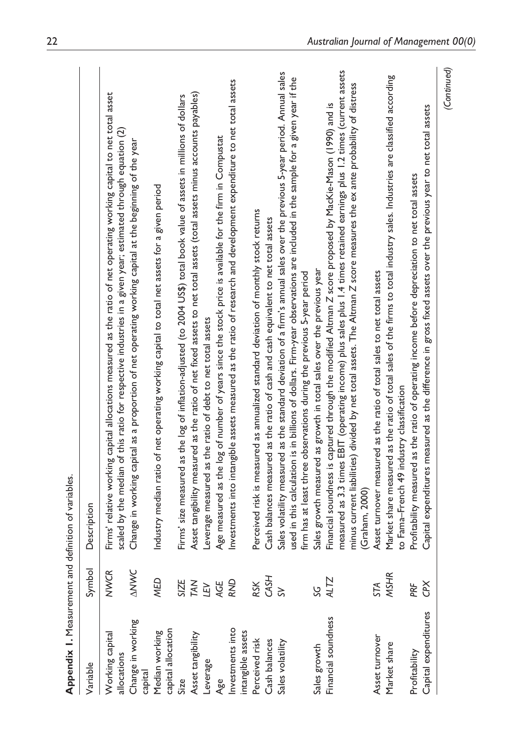**Appendix 1.** Measurement and definition of variables.

| Variable | Symbol | Description |
|---|---|---|
| Working capital allocations | *NWCR* | Firms' relative working capital allocations measured as the ratio of net operating working capital to net total asset scaled by the median of this ratio for respective industries in a given year; estimated through equation (2) |
| Change in working capital | *ΔNWC* | Change in working capital as a proportion of net operating working capital at the beginning of the year |
| Median working capital allocation | *MED* | Industry median ratio of net operating working capital to total net assets for a given period |
| Size | *SIZE* | Firms' size measured as the log of inflation-adjusted (to 2004 US$) total book value of assets in millions of dollars |
| Asset tangibility | *TAN* | Asset tangibility measured as the ratio of net fixed assets to net total assets (total assets minus accounts payables) |
| Leverage | *LEV* | Leverage measured as the ratio of debt to net total assets |
| Age | *AGE* | Age measured as the log of number of years since the stock price is available for the firm in Compustat |
| Investments into intangible assets | *RND* | Investments into intangible assets measured as the ratio of research and development expenditure to net total assets |
| Perceived risk | *RSK* | Perceived risk is measured as annualized standard deviation of monthly stock returns |
| Cash balances | *CASH* | Cash balances measured as the ratio of cash and cash equivalent to net total assets |
| Sales volatility | *SV* | Sales volatility measured as the standard deviation of a firm's annual sales over the previous 5-year period. Annual sales used in this calculation is in billions of dollars. Firm-year observations are included in the sample for a given year if the firm has at least three observations during the previous 5-year period |
| Sales growth | *SG* | Sales growth measured as growth in total sales over the previous year |
| Financial soundness | *ALTZ* | Financial soundness is captured through the modified Altman Z score proposed by MacKie-Mason (1990) and is measured as 3.3 times EBIT (operating income) plus sales plus 1.4 times retained earnings plus 1.2 times (current assets minus current liabilities) divided by net total assets. The Altman Z score measures the ex ante probability of distress (Graham, 2000) |
| Asset turnover | *STA* | Asset turnover measured as the ratio of total sales to net total assets |
| Market share | *MSHR* | Market share measured as the ratio of total sales of the firms to total industry sales. Industries are classified according to Fama–French 49 industry classification |
| Profitability | *PRF* | Profitability measured as the ratio of operating income before depreciation to net total assets |
| Capital expenditures | *CPX* | Capital expenditures measured as the difference in gross fixed assets over the previous year to net total assets |

*(Continued)*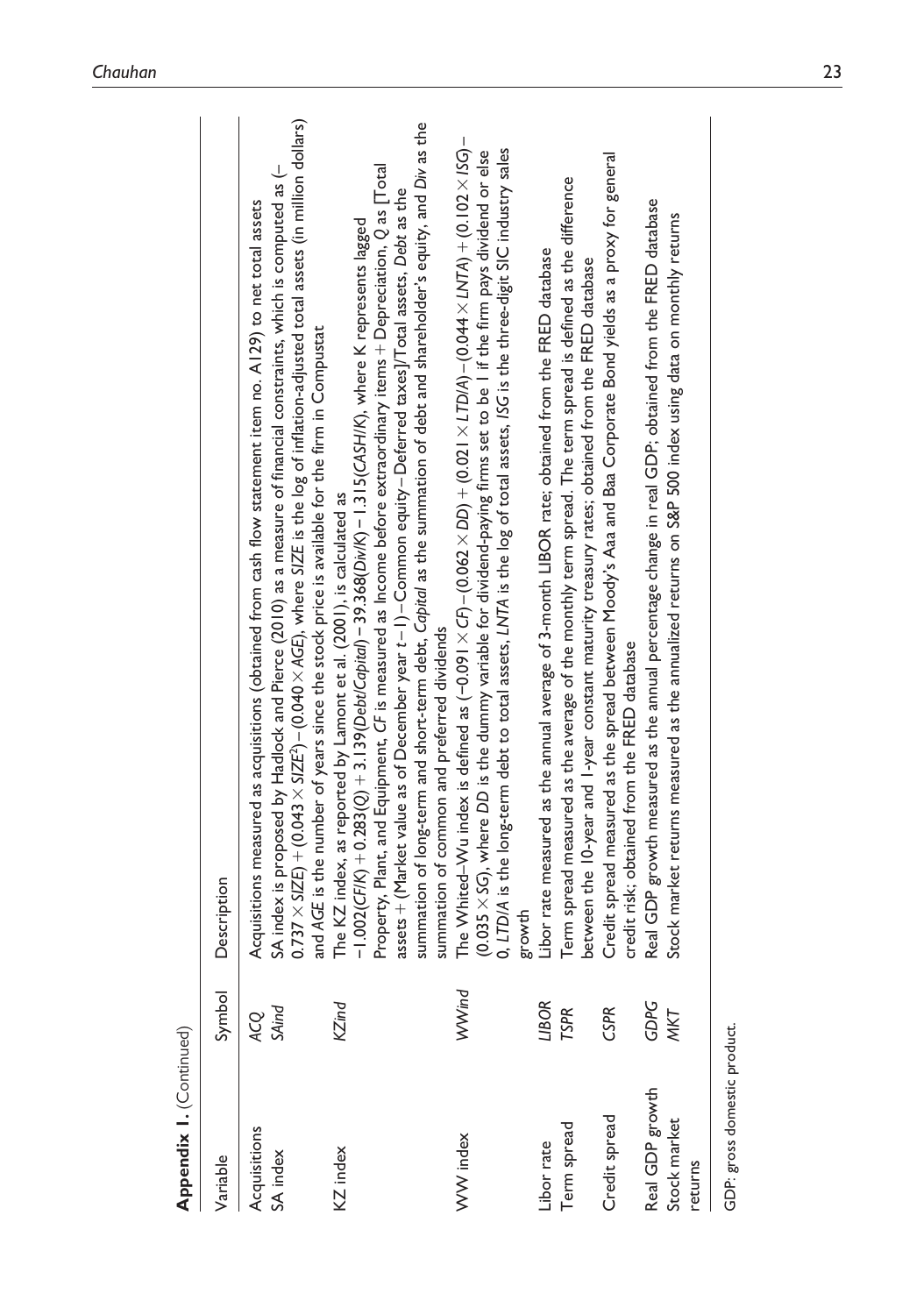**Appendix 1.** (Continued)

| Variable | Symbol | Description |
|---|---|---|
| Acquisitions | *ACQ* | Acquisitions measured as acquisitions (obtained from cash flow statement item no. A129) to net total assets |
| SA index | *SAind* | SA index is proposed by Hadlock and Pierce (2010) as a measure of financial constraints, which is computed as $(-0.737 \times SIZE) + (0.043 \times SIZE^2) - (0.040 \times AGE)$, where *SIZE* is the log of inflation-adjusted total assets (in million dollars) and *AGE* is the number of years since the stock price is available for the firm in Compustat |
| KZ index | *KZind* | The KZ index, as reported by Lamont et al. (2001), is calculated as $-1.002(CF/K) + 0.283(Q) + 3.139(Debt/Capital) - 39.368(Div/K) - 1.315(CASH/K)$, where K represents lagged Property, Plant, and Equipment, *CF* is measured as Income before extraordinary items + Depreciation, *Q* as [Total assets + (Market value as of December year $t-1$) − Common equity − Deferred taxes]/Total assets, *Debt* as the summation of long-term and short-term debt, *Capital* as the summation of debt and shareholder's equity, and *Div* as the summation of common and preferred dividends |
| WW index | *WWind* | The Whited–Wu index is defined as $(-0.091 \times CF) - (0.062 \times DD) + (0.021 \times LTD/A) - (0.044 \times LNTA) + (0.102 \times ISG) - (0.035 \times SG)$, where *DD* is the dummy variable for dividend-paying firms set to be 1 if the firm pays dividend or else 0, *LTD/A* is the long-term debt to total assets, *LNTA* is the log of total assets, *ISG* is the three-digit SIC industry sales growth |
| Libor rate | *LIBOR* | Libor rate measured as the annual average of 3-month LIBOR rate; obtained from the FRED database |
| Term spread | *TSPR* | Term spread measured as the average of the monthly term spread. The term spread is defined as the difference between the 10-year and 1-year constant maturity treasury rates; obtained from the FRED database |
| Credit spread | *CSPR* | Credit spread measured as the spread between Moody's Aaa and Baa Corporate Bond yields as a proxy for general credit risk; obtained from the FRED database |
| Real GDP growth | *GDPG* | Real GDP growth measured as the annual percentage change in real GDP; obtained from the FRED database |
| Stock market returns | *MKT* | Stock market returns measured as the annualized returns on S&P 500 index using data on monthly returns |

GDP: gross domestic product.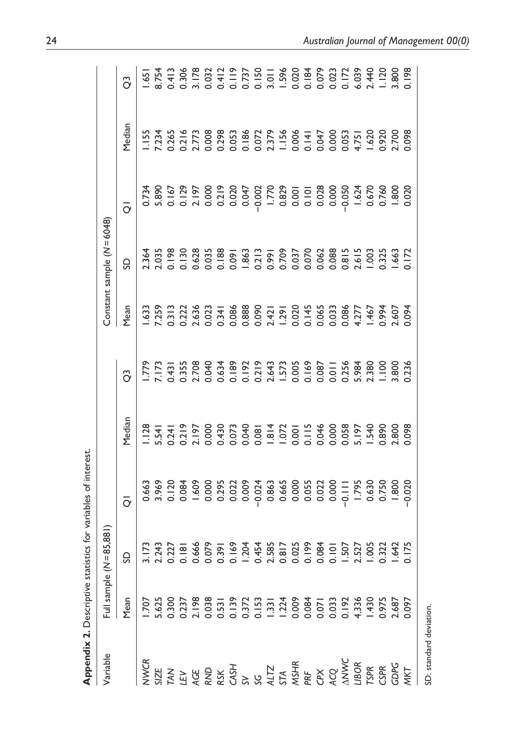**Appendix 2.** Descriptive statistics for variables of interest.

| Variable | Full sample (*N* = 85,881) | | | | | Constant sample (*N* = 6048) | | | | |
|---|---|---|---|---|---|---|---|---|---|---|
| | Mean | SD | Q1 | Median | Q3 | Mean | SD | Q1 | Median | Q3 |
| *NWCR* | 1.707 | 3.173 | 0.663 | 1.128 | 1.779 | 1.633 | 2.364 | 0.734 | 1.155 | 1.651 |
| *SIZE* | 5.625 | 2.243 | 3.969 | 5.541 | 7.173 | 7.259 | 2.035 | 5.890 | 7.234 | 8.754 |
| *TAN* | 0.300 | 0.227 | 0.120 | 0.241 | 0.431 | 0.313 | 0.198 | 0.167 | 0.265 | 0.413 |
| *LEV* | 0.237 | 0.181 | 0.084 | 0.219 | 0.355 | 0.222 | 0.130 | 0.129 | 0.216 | 0.306 |
| *AGE* | 2.198 | 0.666 | 1.609 | 2.197 | 2.708 | 2.636 | 0.628 | 2.197 | 2.773 | 3.178 |
| *RND* | 0.038 | 0.079 | 0.000 | 0.000 | 0.040 | 0.023 | 0.035 | 0.000 | 0.008 | 0.032 |
| *RSK* | 0.531 | 0.391 | 0.295 | 0.430 | 0.634 | 0.341 | 0.188 | 0.219 | 0.298 | 0.412 |
| *CASH* | 0.139 | 0.169 | 0.022 | 0.073 | 0.189 | 0.086 | 0.091 | 0.020 | 0.053 | 0.119 |
| *SV* | 0.372 | 1.204 | 0.009 | 0.040 | 0.192 | 0.888 | 1.863 | 0.047 | 0.186 | 0.737 |
| *SG* | 0.153 | 0.454 | −0.024 | 0.081 | 0.219 | 0.090 | 0.213 | −0.002 | 0.072 | 0.150 |
| *ALTZ* | 1.331 | 2.585 | 0.863 | 1.814 | 2.643 | 2.421 | 0.991 | 1.770 | 2.379 | 3.011 |
| *STA* | 1.224 | 0.817 | 0.665 | 1.072 | 1.573 | 1.291 | 0.709 | 0.829 | 1.156 | 1.596 |
| *MSHR* | 0.009 | 0.025 | 0.000 | 0.001 | 0.005 | 0.020 | 0.037 | 0.001 | 0.006 | 0.020 |
| *PRF* | 0.084 | 0.199 | 0.055 | 0.115 | 0.169 | 0.145 | 0.070 | 0.101 | 0.141 | 0.184 |
| *CPX* | 0.071 | 0.084 | 0.022 | 0.046 | 0.087 | 0.065 | 0.062 | 0.028 | 0.047 | 0.079 |
| *ACQ* | 0.033 | 0.101 | 0.000 | 0.000 | 0.011 | 0.033 | 0.088 | 0.000 | 0.000 | 0.023 |
| *ΔNWC* | 0.192 | 1.507 | −0.111 | 0.058 | 0.256 | 0.086 | 0.815 | −0.050 | 0.053 | 0.172 |
| *LIBOR* | 4.336 | 2.527 | 1.795 | 5.197 | 5.984 | 4.277 | 2.615 | 1.624 | 4.751 | 6.039 |
| *TSPR* | 1.430 | 1.005 | 0.630 | 1.540 | 2.380 | 1.467 | 1.003 | 0.670 | 1.620 | 2.440 |
| *CSPR* | 0.975 | 0.322 | 0.750 | 0.890 | 1.100 | 0.994 | 0.325 | 0.760 | 0.920 | 1.120 |
| *GDPG* | 2.687 | 1.642 | 1.800 | 2.800 | 3.800 | 2.607 | 1.663 | 1.800 | 2.700 | 3.800 |
| *MKT* | 0.097 | 0.175 | −0.020 | 0.098 | 0.236 | 0.094 | 0.172 | 0.020 | 0.098 | 0.198 |

SD: standard deviation.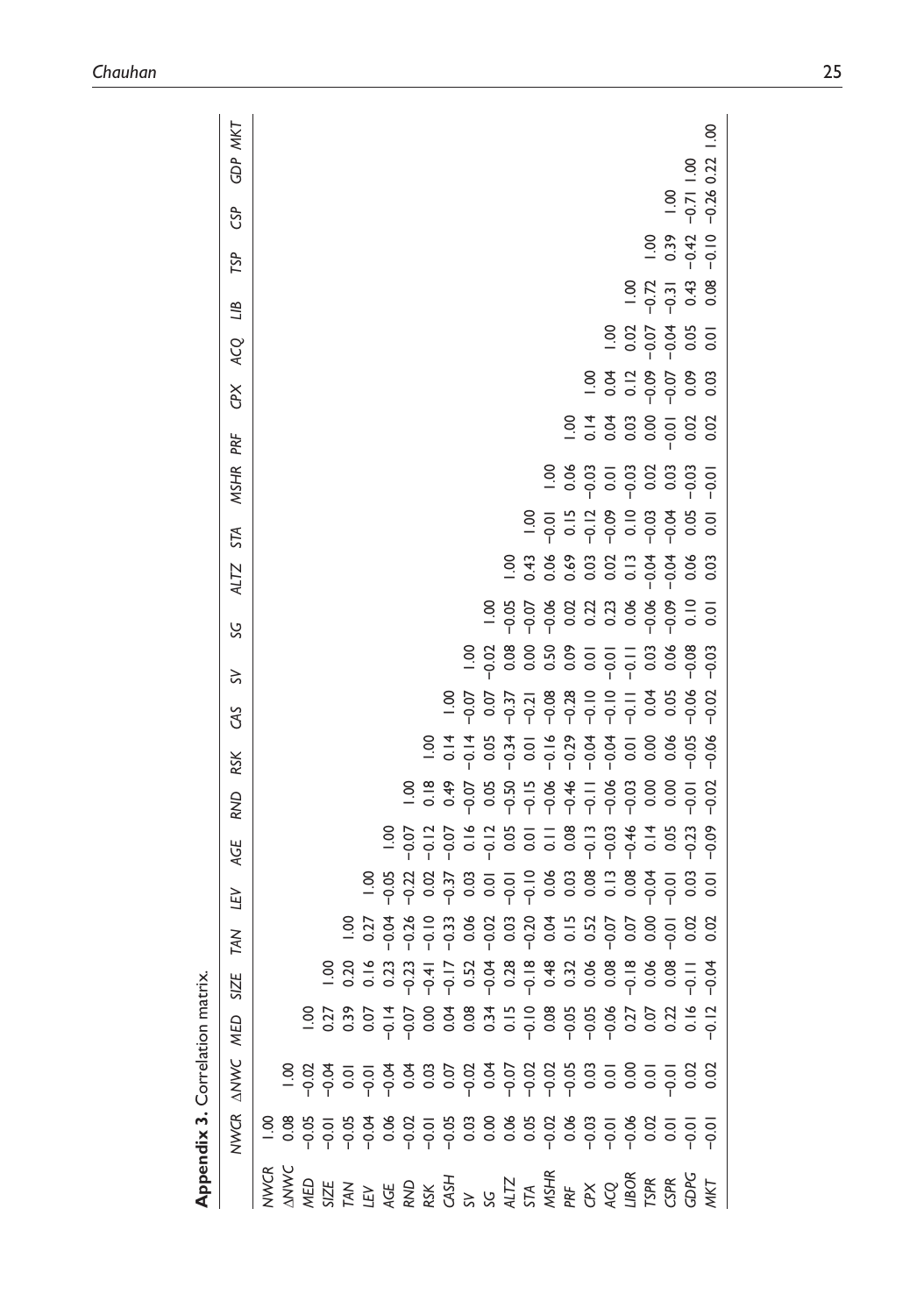**Appendix 3.** Correlation matrix.

| | NWCR | ΔNWC | MED | SIZE | TAN | LEV | AGE | RND | RSK | CAS | SV | SG | ALTZ | STA | MSHR | PRF | CPX | ACQ | LIB | TSP | CSP | GDP | MKT |
|---|---|---|---|---|---|---|---|---|---|---|---|---|---|---|---|---|---|---|---|---|---|---|---|
| NWCR | 1.00 | | | | | | | | | | | | | | | | | | | | | | |
| ΔNWC | 0.08 | 1.00 | | | | | | | | | | | | | | | | | | | | | |
| MED | −0.05 | −0.02 | 1.00 | | | | | | | | | | | | | | | | | | | | |
| SIZE | −0.01 | −0.04 | 0.27 | 1.00 | | | | | | | | | | | | | | | | | | | |
| TAN | −0.05 | 0.01 | 0.39 | 0.20 | 1.00 | | | | | | | | | | | | | | | | | | |
| LEV | −0.04 | −0.01 | 0.07 | 0.16 | 0.27 | 1.00 | | | | | | | | | | | | | | | | | |
| AGE | 0.06 | −0.04 | −0.14 | 0.23 | −0.04 | −0.05 | 1.00 | | | | | | | | | | | | | | | | |
| RND | −0.02 | 0.04 | −0.07 | −0.23 | −0.26 | −0.22 | −0.07 | 1.00 | | | | | | | | | | | | | | | |
| RSK | −0.01 | 0.03 | 0.00 | −0.41 | −0.10 | 0.02 | −0.12 | 0.18 | 1.00 | | | | | | | | | | | | | | |
| CASH | −0.05 | 0.07 | 0.04 | −0.17 | −0.33 | −0.37 | −0.07 | 0.49 | 0.14 | 1.00 | | | | | | | | | | | | | |
| SV | 0.03 | −0.02 | 0.08 | 0.52 | 0.06 | 0.03 | 0.16 | −0.07 | −0.14 | −0.07 | 1.00 | | | | | | | | | | | | |
| SG | 0.00 | 0.04 | 0.34 | −0.04 | −0.02 | 0.01 | −0.12 | 0.05 | 0.05 | 0.07 | −0.02 | 1.00 | | | | | | | | | | | |
| ALTZ | 0.06 | −0.07 | 0.15 | 0.28 | 0.03 | −0.01 | 0.05 | −0.50 | −0.34 | −0.37 | 0.08 | −0.05 | 1.00 | | | | | | | | | | |
| STA | 0.05 | −0.02 | −0.10 | −0.18 | −0.20 | −0.10 | 0.01 | −0.15 | 0.01 | −0.21 | 0.00 | −0.07 | 0.43 | 1.00 | | | | | | | | | |
| MSHR | −0.02 | −0.02 | 0.08 | 0.48 | 0.04 | 0.06 | 0.11 | −0.06 | −0.16 | −0.08 | 0.50 | −0.06 | 0.06 | −0.01 | 1.00 | | | | | | | | |
| PRF | 0.06 | −0.05 | −0.05 | 0.32 | 0.15 | 0.03 | 0.08 | −0.46 | −0.29 | −0.28 | 0.09 | 0.02 | 0.69 | 0.15 | 0.06 | 1.00 | | | | | | | |
| CPX | −0.03 | 0.03 | −0.05 | 0.06 | 0.52 | 0.08 | −0.13 | −0.11 | −0.04 | −0.10 | 0.01 | 0.22 | 0.03 | −0.12 | −0.03 | 0.14 | 1.00 | | | | | | |
| ACQ | −0.01 | 0.01 | −0.06 | 0.08 | −0.07 | 0.13 | −0.03 | −0.06 | −0.04 | −0.10 | −0.01 | 0.23 | 0.02 | −0.09 | 0.01 | 0.04 | 0.04 | 1.00 | | | | | |
| LIBOR | −0.06 | 0.00 | 0.27 | −0.18 | 0.07 | 0.08 | −0.46 | −0.03 | 0.01 | −0.11 | −0.11 | 0.06 | 0.13 | 0.10 | −0.03 | 0.03 | 0.12 | 0.02 | 1.00 | | | | |
| TSPR | 0.02 | 0.01 | 0.07 | 0.06 | 0.00 | −0.04 | 0.14 | 0.00 | 0.00 | 0.04 | 0.03 | −0.06 | −0.04 | −0.03 | 0.02 | 0.00 | −0.09 | −0.07 | −0.72 | 1.00 | | | |
| CSPR | 0.01 | −0.01 | 0.22 | 0.08 | −0.01 | −0.01 | 0.05 | 0.00 | 0.06 | 0.05 | 0.06 | −0.09 | −0.04 | −0.04 | 0.03 | −0.01 | −0.07 | −0.04 | −0.31 | 0.39 | 1.00 | | |
| GDPG | −0.01 | 0.02 | 0.16 | −0.11 | 0.02 | 0.03 | −0.23 | −0.01 | −0.05 | −0.06 | −0.08 | 0.10 | 0.06 | 0.05 | −0.03 | 0.02 | 0.09 | 0.05 | 0.43 | −0.42 | −0.71 | 1.00 | |
| MKT | −0.01 | 0.02 | −0.12 | −0.04 | 0.02 | 0.01 | −0.09 | −0.02 | −0.06 | −0.02 | −0.03 | 0.01 | 0.03 | 0.01 | −0.01 | 0.02 | 0.03 | 0.01 | 0.08 | −0.10 | −0.26 | 0.22 | 1.00 |